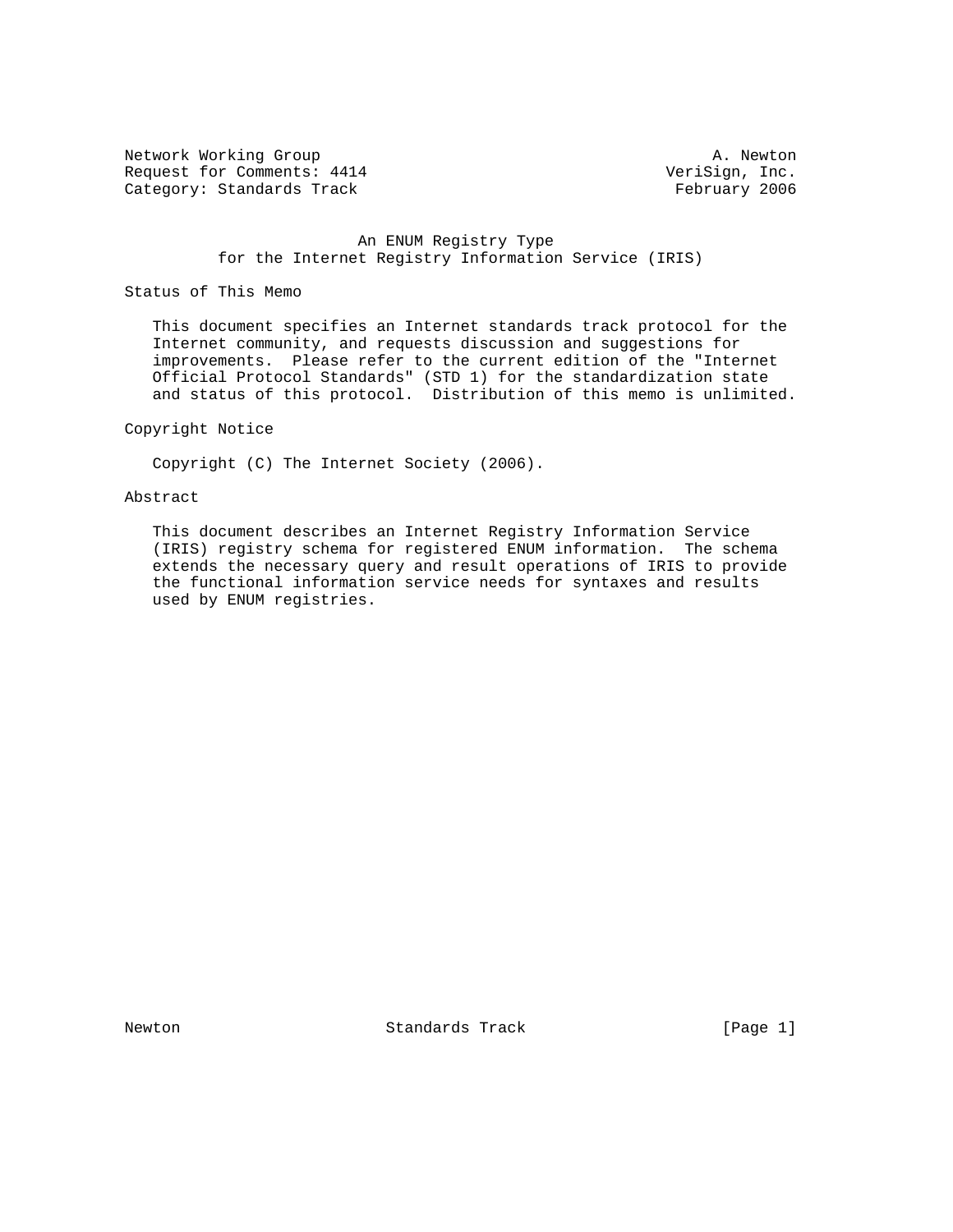Network Working Group                                          A. Newton
Request for Comments: 4414                                VeriSign, Inc.
Category: Standards Track                                  February 2006

# An ENUM Registry Type for the Internet Registry Information Service (IRIS)

## Status of This Memo

This document specifies an Internet standards track protocol for the Internet community, and requests discussion and suggestions for improvements. Please refer to the current edition of the "Internet Official Protocol Standards" (STD 1) for the standardization state and status of this protocol. Distribution of this memo is unlimited.

## Copyright Notice

Copyright (C) The Internet Society (2006).

## Abstract

This document describes an Internet Registry Information Service (IRIS) registry schema for registered ENUM information. The schema extends the necessary query and result operations of IRIS to provide the functional information service needs for syntaxes and results used by ENUM registries.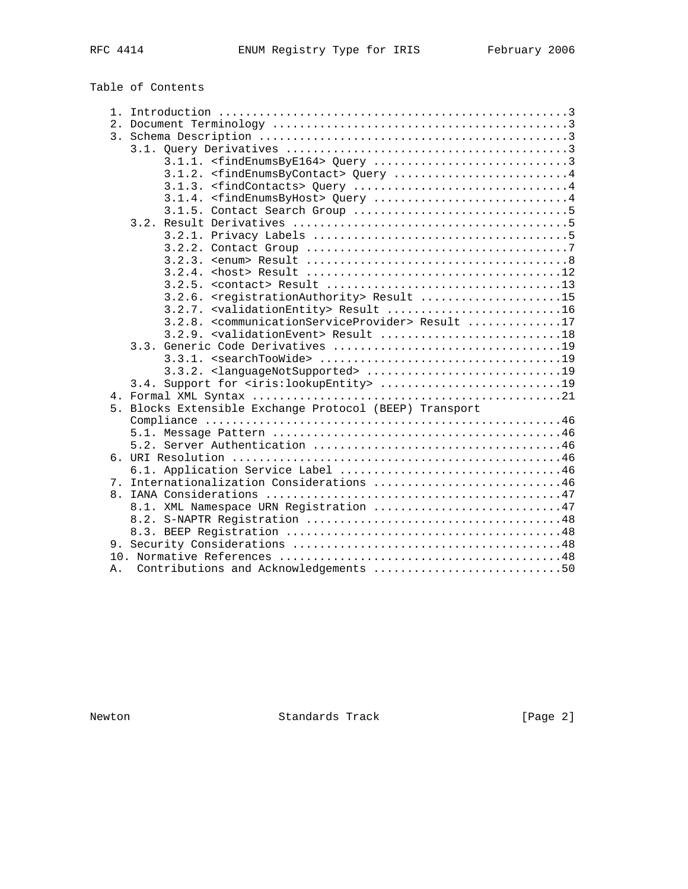Table of Contents

```
   1. Introduction ....................................................3
   2. Document Terminology ............................................3
   3. Schema Description ..............................................3
      3.1. Query Derivatives ..........................................3
           3.1.1. <findEnumsByE164> Query .............................3
           3.1.2. <findEnumsByContact> Query ..........................4
           3.1.3. <findContacts> Query ................................4
           3.1.4. <findEnumsByHost> Query .............................4
           3.1.5. Contact Search Group ................................5
      3.2. Result Derivatives .........................................5
           3.2.1. Privacy Labels ......................................5
           3.2.2. Contact Group .......................................7
           3.2.3. <enum> Result .......................................8
           3.2.4. <host> Result ......................................12
           3.2.5. <contact> Result ...................................13
           3.2.6. <registrationAuthority> Result .....................15
           3.2.7. <validationEntity> Result ..........................16
           3.2.8. <communicationServiceProvider> Result ..............17
           3.2.9. <validationEvent> Result ...........................18
      3.3. Generic Code Derivatives ..................................19
           3.3.1. <searchTooWide> ....................................19
           3.3.2. <languageNotSupported> .............................19
      3.4. Support for <iris:lookupEntity> ...........................19
   4. Formal XML Syntax ..............................................21
   5. Blocks Extensible Exchange Protocol (BEEP) Transport
      Compliance .....................................................46
      5.1. Message Pattern ...........................................46
      5.2. Server Authentication .....................................46
   6. URI Resolution .................................................46
      6.1. Application Service Label .................................46
   7. Internationalization Considerations ............................46
   8. IANA Considerations ............................................47
      8.1. XML Namespace URN Registration ............................47
      8.2. S-NAPTR Registration ......................................48
      8.3. BEEP Registration .........................................48
   9. Security Considerations ........................................48
   10. Normative References ..........................................48
   A.  Contributions and Acknowledgements ............................50
```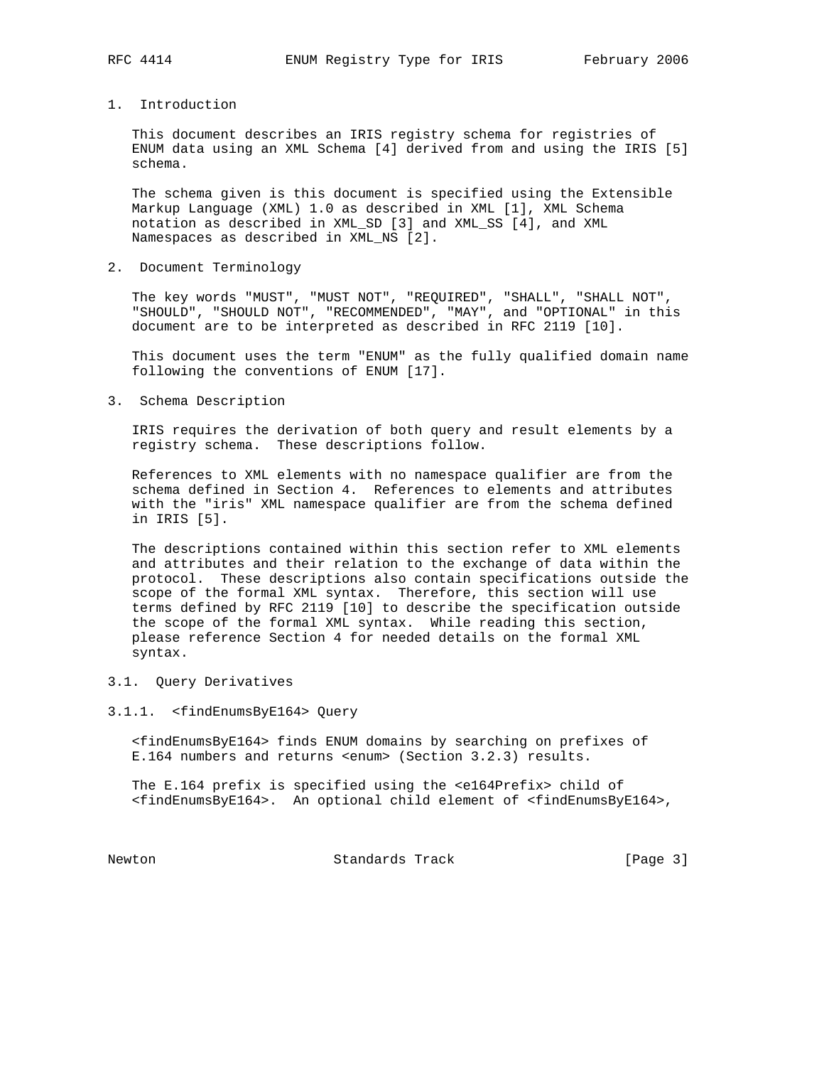# 1. Introduction

This document describes an IRIS registry schema for registries of ENUM data using an XML Schema [4] derived from and using the IRIS [5] schema.

The schema given is this document is specified using the Extensible Markup Language (XML) 1.0 as described in XML [1], XML Schema notation as described in XML_SD [3] and XML_SS [4], and XML Namespaces as described in XML_NS [2].

# 2. Document Terminology

The key words "MUST", "MUST NOT", "REQUIRED", "SHALL", "SHALL NOT", "SHOULD", "SHOULD NOT", "RECOMMENDED", "MAY", and "OPTIONAL" in this document are to be interpreted as described in RFC 2119 [10].

This document uses the term "ENUM" as the fully qualified domain name following the conventions of ENUM [17].

# 3. Schema Description

IRIS requires the derivation of both query and result elements by a registry schema. These descriptions follow.

References to XML elements with no namespace qualifier are from the schema defined in Section 4. References to elements and attributes with the "iris" XML namespace qualifier are from the schema defined in IRIS [5].

The descriptions contained within this section refer to XML elements and attributes and their relation to the exchange of data within the protocol. These descriptions also contain specifications outside the scope of the formal XML syntax. Therefore, this section will use terms defined by RFC 2119 [10] to describe the specification outside the scope of the formal XML syntax. While reading this section, please reference Section 4 for needed details on the formal XML syntax.

## 3.1. Query Derivatives

### 3.1.1. <findEnumsByE164> Query

<findEnumsByE164> finds ENUM domains by searching on prefixes of E.164 numbers and returns <enum> (Section 3.2.3) results.

The E.164 prefix is specified using the <e164Prefix> child of <findEnumsByE164>. An optional child element of <findEnumsByE164>,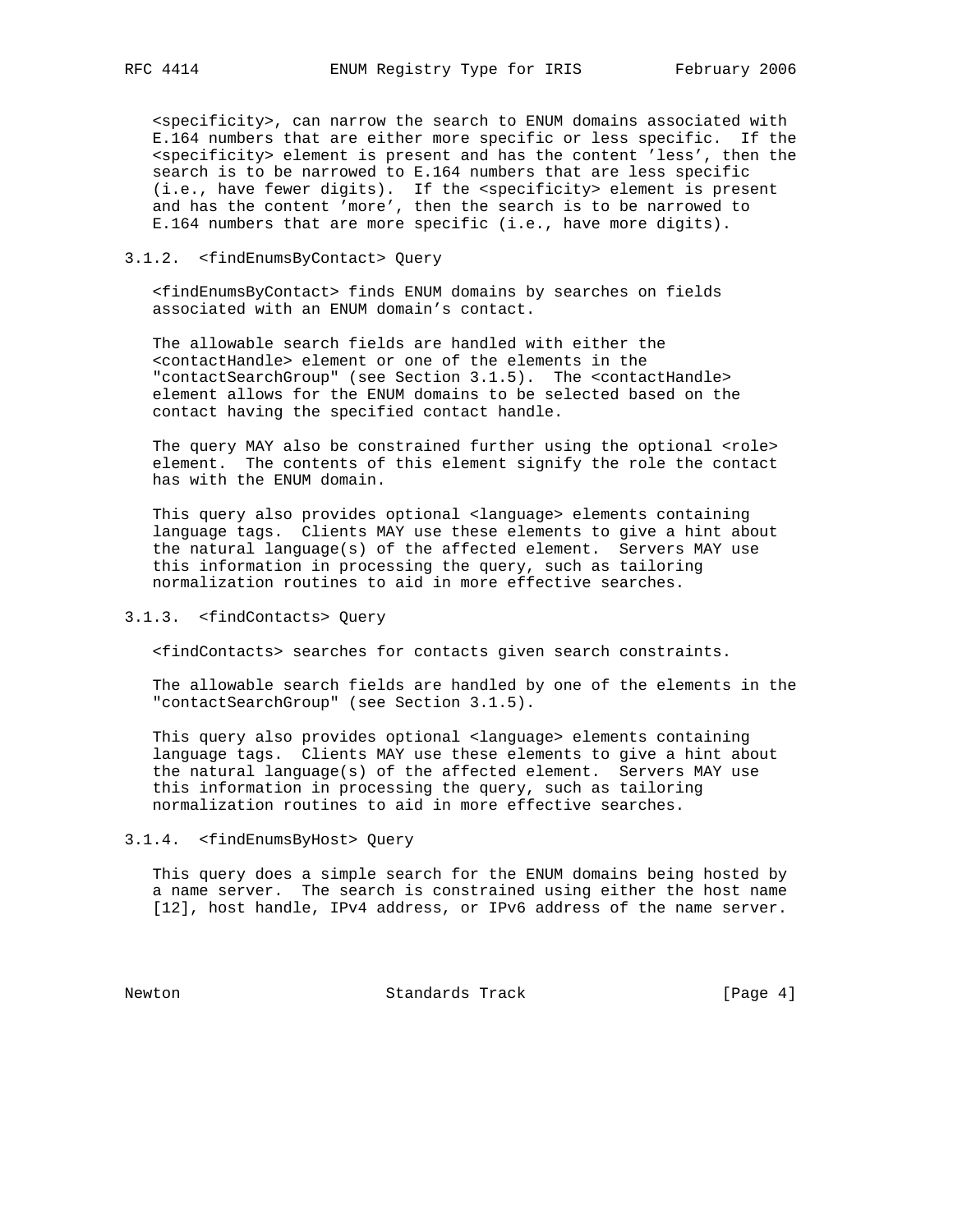<specificity>, can narrow the search to ENUM domains associated with E.164 numbers that are either more specific or less specific. If the <specificity> element is present and has the content 'less', then the search is to be narrowed to E.164 numbers that are less specific (i.e., have fewer digits). If the <specificity> element is present and has the content 'more', then the search is to be narrowed to E.164 numbers that are more specific (i.e., have more digits).

### 3.1.2. <findEnumsByContact> Query

<findEnumsByContact> finds ENUM domains by searches on fields associated with an ENUM domain's contact.

The allowable search fields are handled with either the <contactHandle> element or one of the elements in the "contactSearchGroup" (see Section 3.1.5). The <contactHandle> element allows for the ENUM domains to be selected based on the contact having the specified contact handle.

The query MAY also be constrained further using the optional <role> element. The contents of this element signify the role the contact has with the ENUM domain.

This query also provides optional <language> elements containing language tags. Clients MAY use these elements to give a hint about the natural language(s) of the affected element. Servers MAY use this information in processing the query, such as tailoring normalization routines to aid in more effective searches.

### 3.1.3. <findContacts> Query

<findContacts> searches for contacts given search constraints.

The allowable search fields are handled by one of the elements in the "contactSearchGroup" (see Section 3.1.5).

This query also provides optional <language> elements containing language tags. Clients MAY use these elements to give a hint about the natural language(s) of the affected element. Servers MAY use this information in processing the query, such as tailoring normalization routines to aid in more effective searches.

### 3.1.4. <findEnumsByHost> Query

This query does a simple search for the ENUM domains being hosted by a name server. The search is constrained using either the host name [12], host handle, IPv4 address, or IPv6 address of the name server.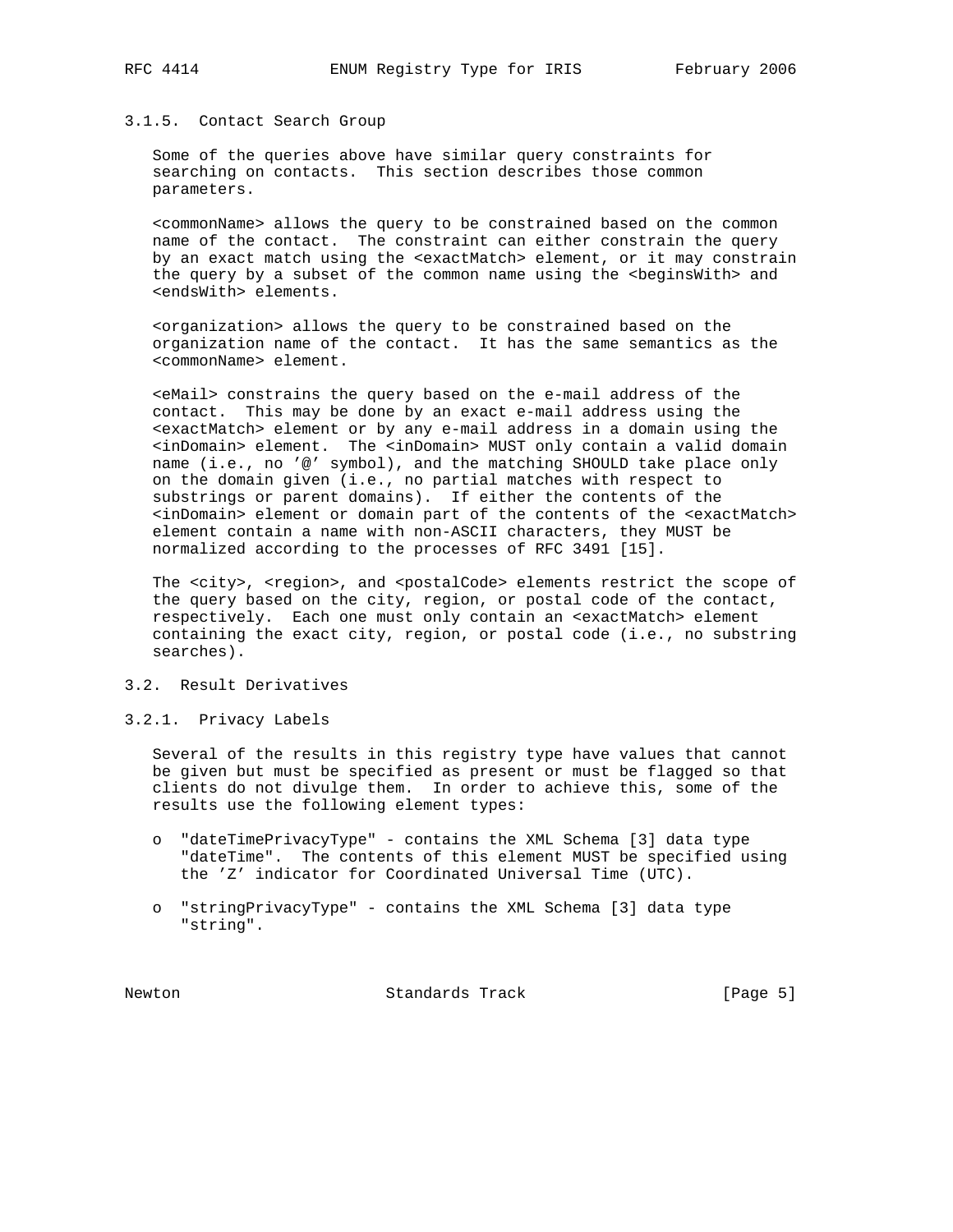#### 3.1.5. Contact Search Group

Some of the queries above have similar query constraints for searching on contacts. This section describes those common parameters.

<commonName> allows the query to be constrained based on the common name of the contact. The constraint can either constrain the query by an exact match using the <exactMatch> element, or it may constrain the query by a subset of the common name using the <beginsWith> and <endsWith> elements.

<organization> allows the query to be constrained based on the organization name of the contact. It has the same semantics as the <commonName> element.

<eMail> constrains the query based on the e-mail address of the contact. This may be done by an exact e-mail address using the <exactMatch> element or by any e-mail address in a domain using the <inDomain> element. The <inDomain> MUST only contain a valid domain name (i.e., no '@' symbol), and the matching SHOULD take place only on the domain given (i.e., no partial matches with respect to substrings or parent domains). If either the contents of the <inDomain> element or domain part of the contents of the <exactMatch> element contain a name with non-ASCII characters, they MUST be normalized according to the processes of RFC 3491 [15].

The <city>, <region>, and <postalCode> elements restrict the scope of the query based on the city, region, or postal code of the contact, respectively. Each one must only contain an <exactMatch> element containing the exact city, region, or postal code (i.e., no substring searches).

### 3.2. Result Derivatives

#### 3.2.1. Privacy Labels

Several of the results in this registry type have values that cannot be given but must be specified as present or must be flagged so that clients do not divulge them. In order to achieve this, some of the results use the following element types:

- "dateTimePrivacyType" - contains the XML Schema [3] data type "dateTime". The contents of this element MUST be specified using the 'Z' indicator for Coordinated Universal Time (UTC).
- "stringPrivacyType" - contains the XML Schema [3] data type "string".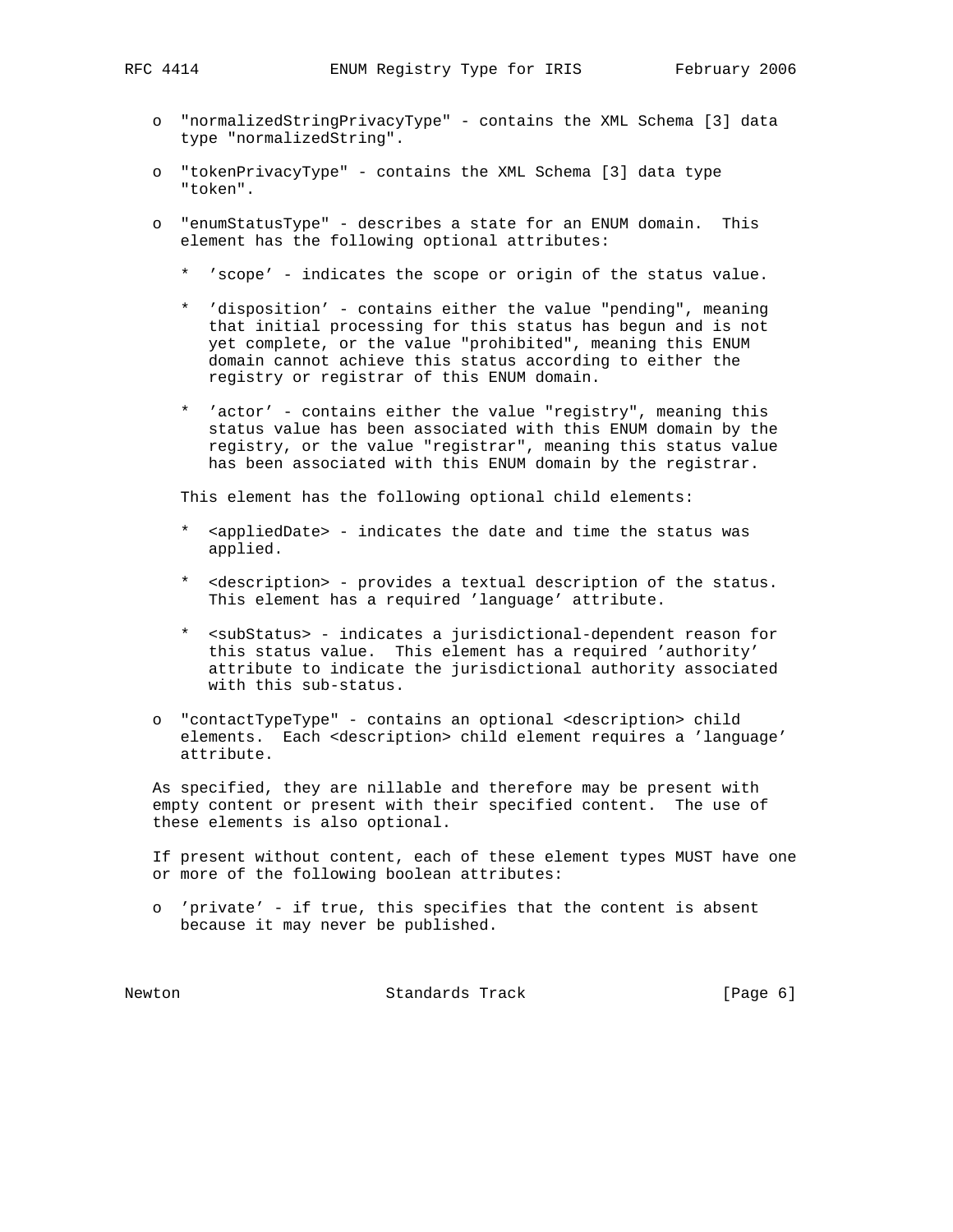- "normalizedStringPrivacyType" - contains the XML Schema [3] data type "normalizedString".

- "tokenPrivacyType" - contains the XML Schema [3] data type "token".

- "enumStatusType" - describes a state for an ENUM domain. This element has the following optional attributes:

  * 'scope' - indicates the scope or origin of the status value.

  * 'disposition' - contains either the value "pending", meaning that initial processing for this status has begun and is not yet complete, or the value "prohibited", meaning this ENUM domain cannot achieve this status according to either the registry or registrar of this ENUM domain.

  * 'actor' - contains either the value "registry", meaning this status value has been associated with this ENUM domain by the registry, or the value "registrar", meaning this status value has been associated with this ENUM domain by the registrar.

  This element has the following optional child elements:

  * <appliedDate> - indicates the date and time the status was applied.

  * <description> - provides a textual description of the status. This element has a required 'language' attribute.

  * <subStatus> - indicates a jurisdictional-dependent reason for this status value. This element has a required 'authority' attribute to indicate the jurisdictional authority associated with this sub-status.

- "contactTypeType" - contains an optional <description> child elements. Each <description> child element requires a 'language' attribute.

As specified, they are nillable and therefore may be present with empty content or present with their specified content. The use of these elements is also optional.

If present without content, each of these element types MUST have one or more of the following boolean attributes:

- 'private' - if true, this specifies that the content is absent because it may never be published.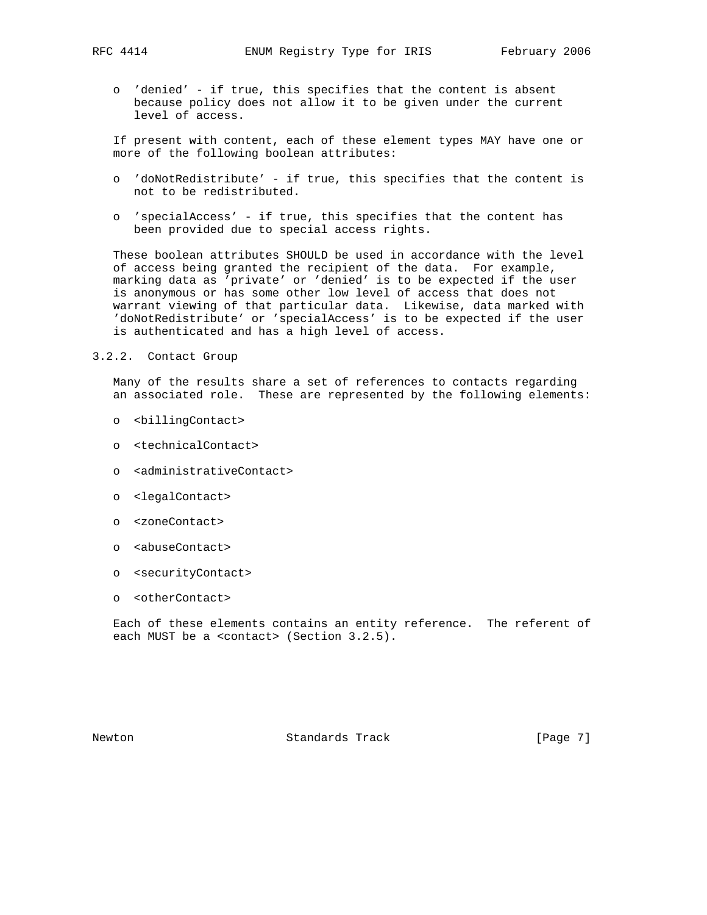- 'denied' - if true, this specifies that the content is absent because policy does not allow it to be given under the current level of access.

If present with content, each of these element types MAY have one or more of the following boolean attributes:

- 'doNotRedistribute' - if true, this specifies that the content is not to be redistributed.
- 'specialAccess' - if true, this specifies that the content has been provided due to special access rights.

These boolean attributes SHOULD be used in accordance with the level of access being granted the recipient of the data. For example, marking data as 'private' or 'denied' is to be expected if the user is anonymous or has some other low level of access that does not warrant viewing of that particular data. Likewise, data marked with 'doNotRedistribute' or 'specialAccess' is to be expected if the user is authenticated and has a high level of access.

### 3.2.2. Contact Group

Many of the results share a set of references to contacts regarding an associated role. These are represented by the following elements:

- <billingContact>
- <technicalContact>
- <administrativeContact>
- <legalContact>
- <zoneContact>
- <abuseContact>
- <securityContact>
- <otherContact>

Each of these elements contains an entity reference. The referent of each MUST be a <contact> (Section 3.2.5).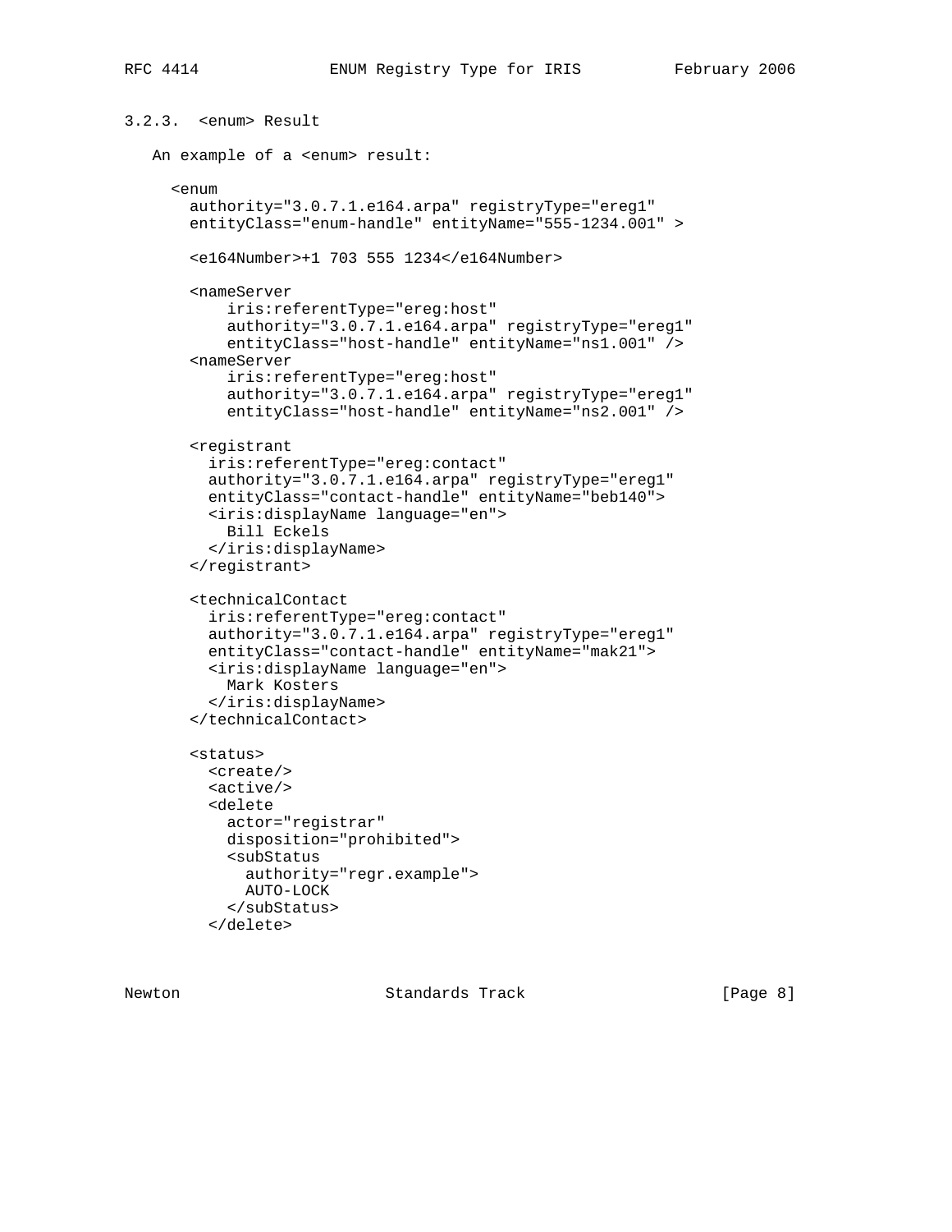### 3.2.3. <enum> Result

An example of a <enum> result:

```
<enum
  authority="3.0.7.1.e164.arpa" registryType="ereg1"
  entityClass="enum-handle" entityName="555-1234.001" >

  <e164Number>+1 703 555 1234</e164Number>

  <nameServer
      iris:referentType="ereg:host"
      authority="3.0.7.1.e164.arpa" registryType="ereg1"
      entityClass="host-handle" entityName="ns1.001" />
  <nameServer
      iris:referentType="ereg:host"
      authority="3.0.7.1.e164.arpa" registryType="ereg1"
      entityClass="host-handle" entityName="ns2.001" />

  <registrant
    iris:referentType="ereg:contact"
    authority="3.0.7.1.e164.arpa" registryType="ereg1"
    entityClass="contact-handle" entityName="beb140">
    <iris:displayName language="en">
      Bill Eckels
    </iris:displayName>
  </registrant>

  <technicalContact
    iris:referentType="ereg:contact"
    authority="3.0.7.1.e164.arpa" registryType="ereg1"
    entityClass="contact-handle" entityName="mak21">
    <iris:displayName language="en">
      Mark Kosters
    </iris:displayName>
  </technicalContact>

  <status>
    <create/>
    <active/>
    <delete
      actor="registrar"
      disposition="prohibited">
      <subStatus
        authority="regr.example">
        AUTO-LOCK
      </subStatus>
    </delete>
```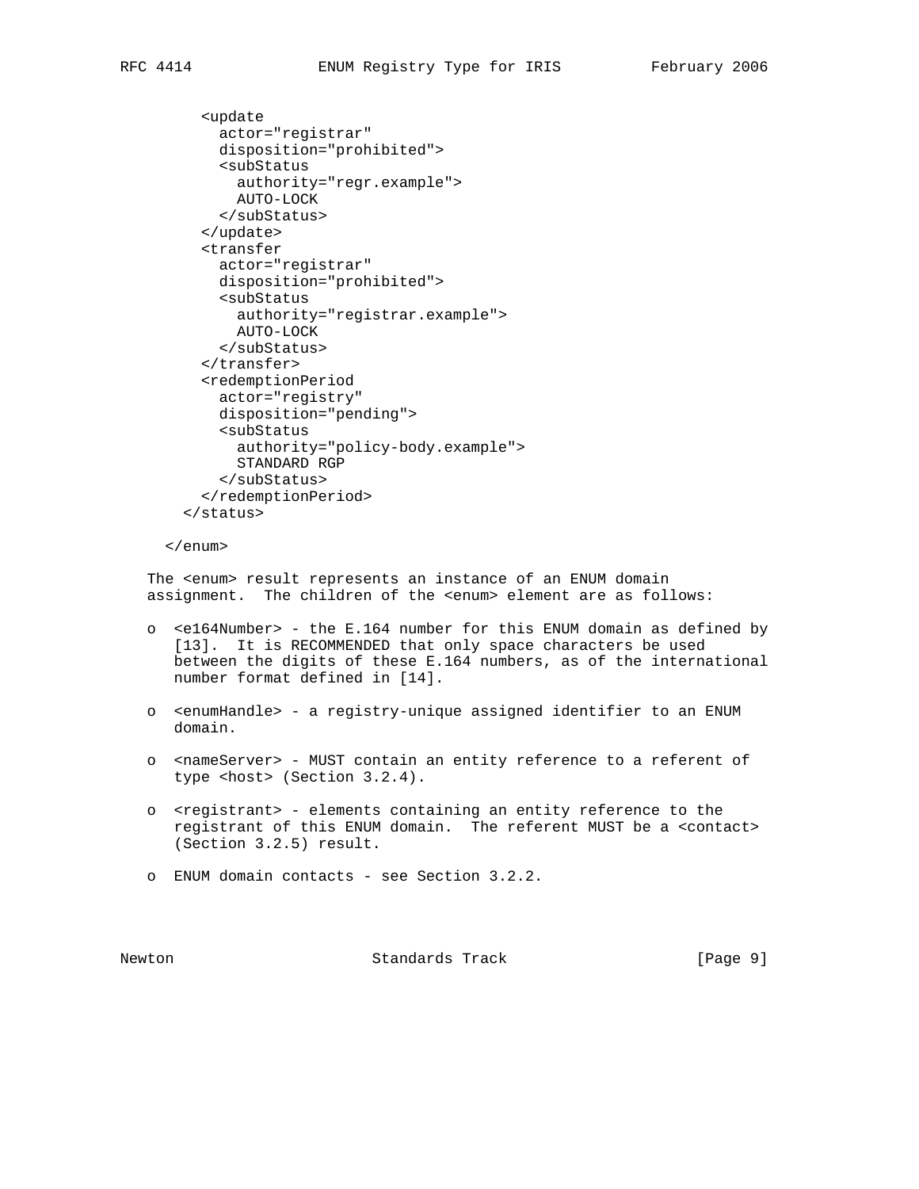```
        <update
          actor="registrar"
          disposition="prohibited">
          <subStatus
            authority="regr.example">
            AUTO-LOCK
          </subStatus>
        </update>
        <transfer
          actor="registrar"
          disposition="prohibited">
          <subStatus
            authority="registrar.example">
            AUTO-LOCK
          </subStatus>
        </transfer>
        <redemptionPeriod
          actor="registry"
          disposition="pending">
          <subStatus
            authority="policy-body.example">
            STANDARD RGP
          </subStatus>
        </redemptionPeriod>
      </status>

    </enum>
```

The <enum> result represents an instance of an ENUM domain assignment. The children of the <enum> element are as follows:

- <e164Number> - the E.164 number for this ENUM domain as defined by [13]. It is RECOMMENDED that only space characters be used between the digits of these E.164 numbers, as of the international number format defined in [14].

- <enumHandle> - a registry-unique assigned identifier to an ENUM domain.

- <nameServer> - MUST contain an entity reference to a referent of type <host> (Section 3.2.4).

- <registrant> - elements containing an entity reference to the registrant of this ENUM domain. The referent MUST be a <contact> (Section 3.2.5) result.

- ENUM domain contacts - see Section 3.2.2.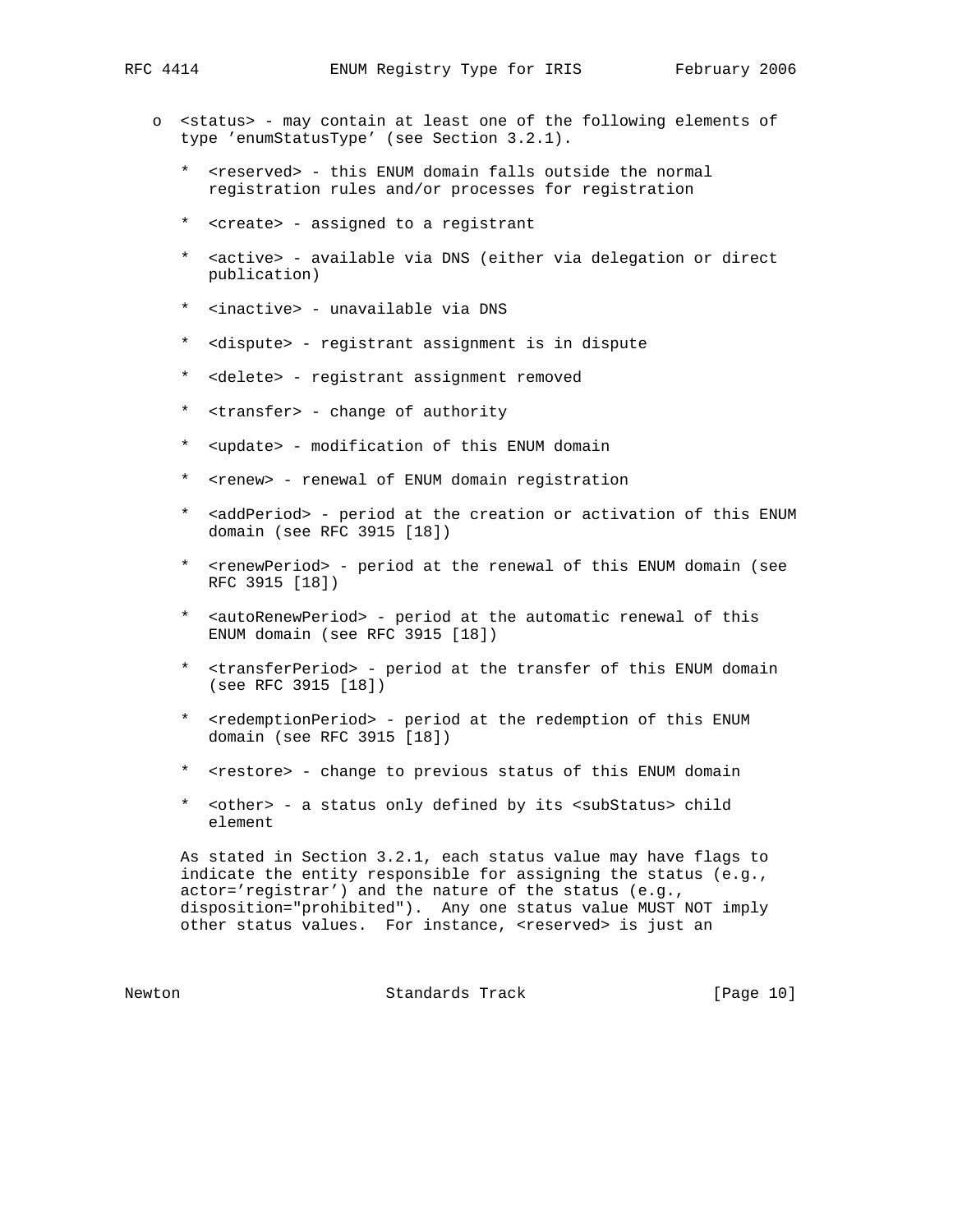- <status> - may contain at least one of the following elements of type 'enumStatusType' (see Section 3.2.1).

  * <reserved> - this ENUM domain falls outside the normal registration rules and/or processes for registration

  * <create> - assigned to a registrant

  * <active> - available via DNS (either via delegation or direct publication)

  * <inactive> - unavailable via DNS

  * <dispute> - registrant assignment is in dispute

  * <delete> - registrant assignment removed

  * <transfer> - change of authority

  * <update> - modification of this ENUM domain

  * <renew> - renewal of ENUM domain registration

  * <addPeriod> - period at the creation or activation of this ENUM domain (see RFC 3915 [18])

  * <renewPeriod> - period at the renewal of this ENUM domain (see RFC 3915 [18])

  * <autoRenewPeriod> - period at the automatic renewal of this ENUM domain (see RFC 3915 [18])

  * <transferPeriod> - period at the transfer of this ENUM domain (see RFC 3915 [18])

  * <redemptionPeriod> - period at the redemption of this ENUM domain (see RFC 3915 [18])

  * <restore> - change to previous status of this ENUM domain

  * <other> - a status only defined by its <subStatus> child element

  As stated in Section 3.2.1, each status value may have flags to indicate the entity responsible for assigning the status (e.g., actor='registrar') and the nature of the status (e.g., disposition="prohibited"). Any one status value MUST NOT imply other status values. For instance, <reserved> is just an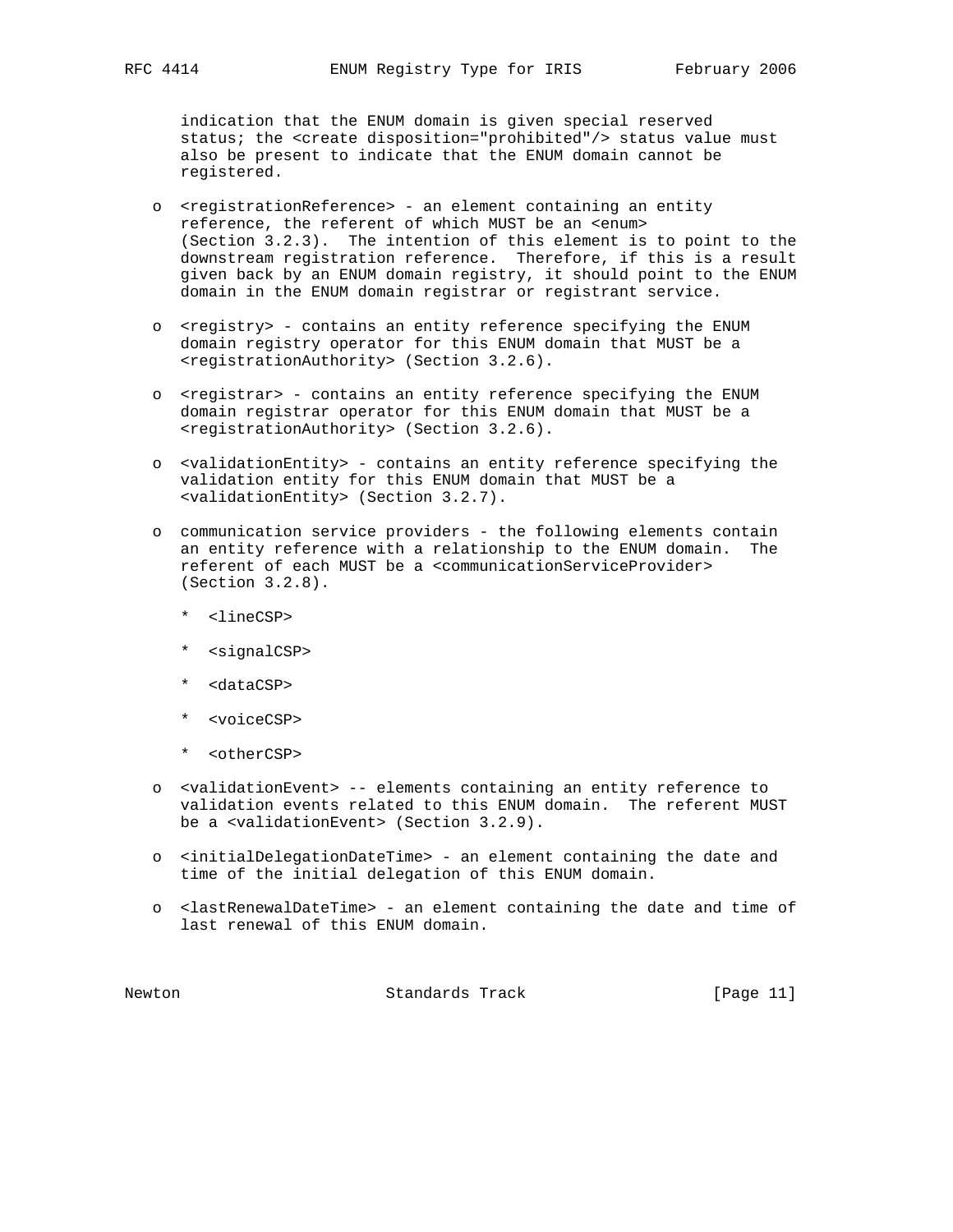indication that the ENUM domain is given special reserved status; the <create disposition="prohibited"/> status value must also be present to indicate that the ENUM domain cannot be registered.

- <registrationReference> - an element containing an entity reference, the referent of which MUST be an <enum> (Section 3.2.3). The intention of this element is to point to the downstream registration reference. Therefore, if this is a result given back by an ENUM domain registry, it should point to the ENUM domain in the ENUM domain registrar or registrant service.

- <registry> - contains an entity reference specifying the ENUM domain registry operator for this ENUM domain that MUST be a <registrationAuthority> (Section 3.2.6).

- <registrar> - contains an entity reference specifying the ENUM domain registrar operator for this ENUM domain that MUST be a <registrationAuthority> (Section 3.2.6).

- <validationEntity> - contains an entity reference specifying the validation entity for this ENUM domain that MUST be a <validationEntity> (Section 3.2.7).

- communication service providers - the following elements contain an entity reference with a relationship to the ENUM domain. The referent of each MUST be a <communicationServiceProvider> (Section 3.2.8).

  * <lineCSP>

  * <signalCSP>

  * <dataCSP>

  * <voiceCSP>

  * <otherCSP>

- <validationEvent> -- elements containing an entity reference to validation events related to this ENUM domain. The referent MUST be a <validationEvent> (Section 3.2.9).

- <initialDelegationDateTime> - an element containing the date and time of the initial delegation of this ENUM domain.

- <lastRenewalDateTime> - an element containing the date and time of last renewal of this ENUM domain.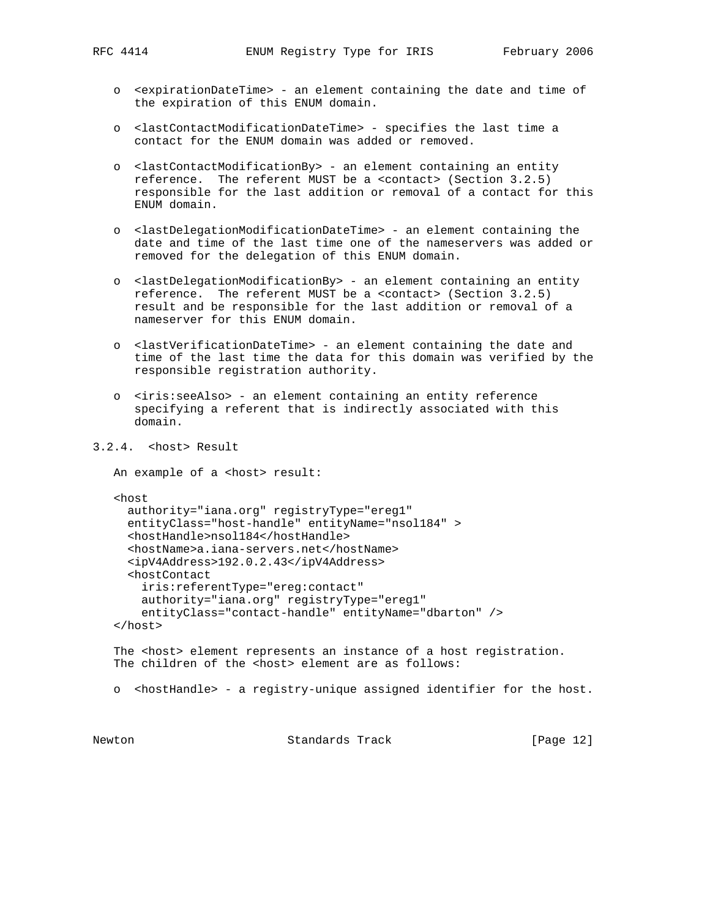- <expirationDateTime> - an element containing the date and time of the expiration of this ENUM domain.

- <lastContactModificationDateTime> - specifies the last time a contact for the ENUM domain was added or removed.

- <lastContactModificationBy> - an element containing an entity reference. The referent MUST be a <contact> (Section 3.2.5) responsible for the last addition or removal of a contact for this ENUM domain.

- <lastDelegationModificationDateTime> - an element containing the date and time of the last time one of the nameservers was added or removed for the delegation of this ENUM domain.

- <lastDelegationModificationBy> - an element containing an entity reference. The referent MUST be a <contact> (Section 3.2.5) result and be responsible for the last addition or removal of a nameserver for this ENUM domain.

- <lastVerificationDateTime> - an element containing the date and time of the last time the data for this domain was verified by the responsible registration authority.

- <iris:seeAlso> - an element containing an entity reference specifying a referent that is indirectly associated with this domain.

### 3.2.4. <host> Result

An example of a <host> result:

```
<host
  authority="iana.org" registryType="ereg1"
  entityClass="host-handle" entityName="nsol184" >
  <hostHandle>nsol184</hostHandle>
  <hostName>a.iana-servers.net</hostName>
  <ipV4Address>192.0.2.43</ipV4Address>
  <hostContact
    iris:referentType="ereg:contact"
    authority="iana.org" registryType="ereg1"
    entityClass="contact-handle" entityName="dbarton" />
</host>
```

The <host> element represents an instance of a host registration. The children of the <host> element are as follows:

- <hostHandle> - a registry-unique assigned identifier for the host.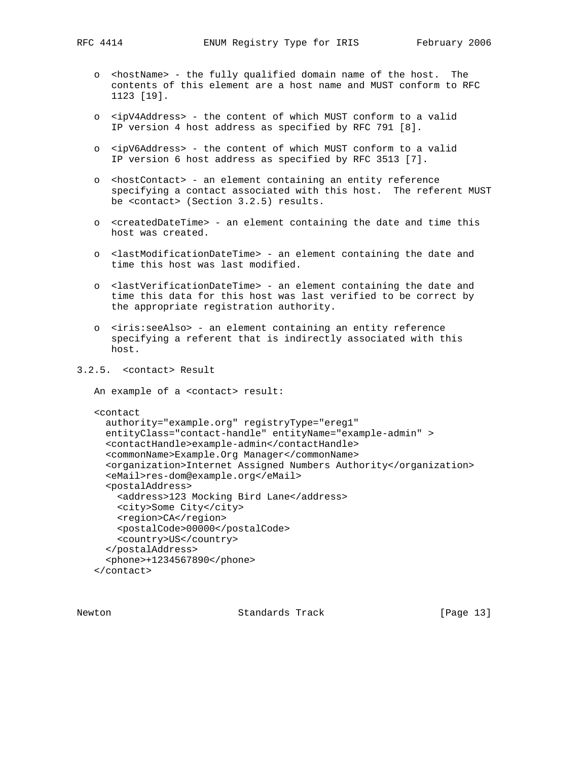- <hostName> - the fully qualified domain name of the host. The contents of this element are a host name and MUST conform to RFC 1123 [19].

- <ipV4Address> - the content of which MUST conform to a valid IP version 4 host address as specified by RFC 791 [8].

- <ipV6Address> - the content of which MUST conform to a valid IP version 6 host address as specified by RFC 3513 [7].

- <hostContact> - an element containing an entity reference specifying a contact associated with this host. The referent MUST be <contact> (Section 3.2.5) results.

- <createdDateTime> - an element containing the date and time this host was created.

- <lastModificationDateTime> - an element containing the date and time this host was last modified.

- <lastVerificationDateTime> - an element containing the date and time this data for this host was last verified to be correct by the appropriate registration authority.

- <iris:seeAlso> - an element containing an entity reference specifying a referent that is indirectly associated with this host.

### 3.2.5. <contact> Result

An example of a <contact> result:

```
<contact
  authority="example.org" registryType="ereg1"
  entityClass="contact-handle" entityName="example-admin" >
  <contactHandle>example-admin</contactHandle>
  <commonName>Example.Org Manager</commonName>
  <organization>Internet Assigned Numbers Authority</organization>
  <eMail>res-dom@example.org</eMail>
  <postalAddress>
    <address>123 Mocking Bird Lane</address>
    <city>Some City</city>
    <region>CA</region>
    <postalCode>00000</postalCode>
    <country>US</country>
  </postalAddress>
  <phone>+1234567890</phone>
</contact>
```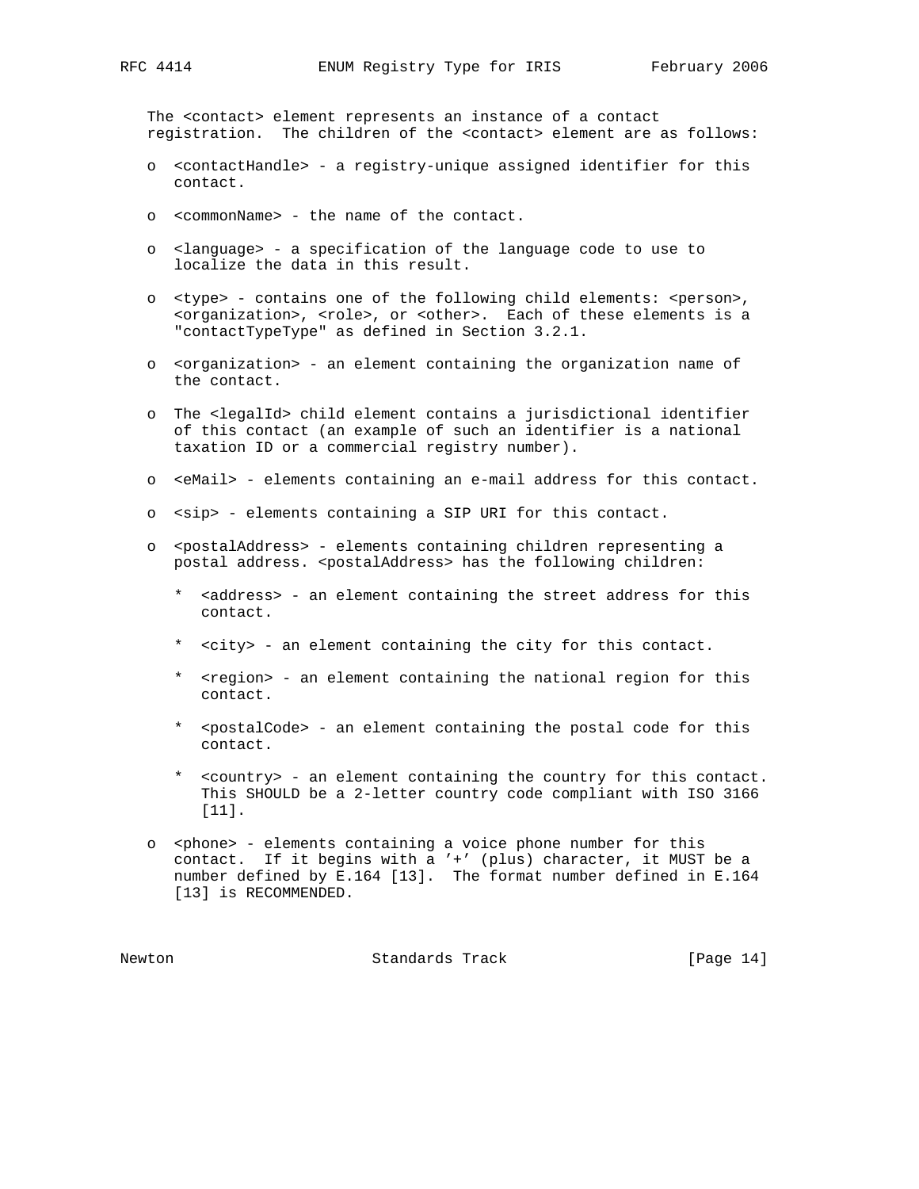The <contact> element represents an instance of a contact registration. The children of the <contact> element are as follows:

- <contactHandle> - a registry-unique assigned identifier for this contact.
- <commonName> - the name of the contact.
- <language> - a specification of the language code to use to localize the data in this result.
- <type> - contains one of the following child elements: <person>, <organization>, <role>, or <other>. Each of these elements is a "contactTypeType" as defined in Section 3.2.1.
- <organization> - an element containing the organization name of the contact.
- The <legalId> child element contains a jurisdictional identifier of this contact (an example of such an identifier is a national taxation ID or a commercial registry number).
- <eMail> - elements containing an e-mail address for this contact.
- <sip> - elements containing a SIP URI for this contact.
- <postalAddress> - elements containing children representing a postal address. <postalAddress> has the following children:
  - <address> - an element containing the street address for this contact.
  - <city> - an element containing the city for this contact.
  - <region> - an element containing the national region for this contact.
  - <postalCode> - an element containing the postal code for this contact.
  - <country> - an element containing the country for this contact. This SHOULD be a 2-letter country code compliant with ISO 3166 [11].
- <phone> - elements containing a voice phone number for this contact. If it begins with a '+' (plus) character, it MUST be a number defined by E.164 [13]. The format number defined in E.164 [13] is RECOMMENDED.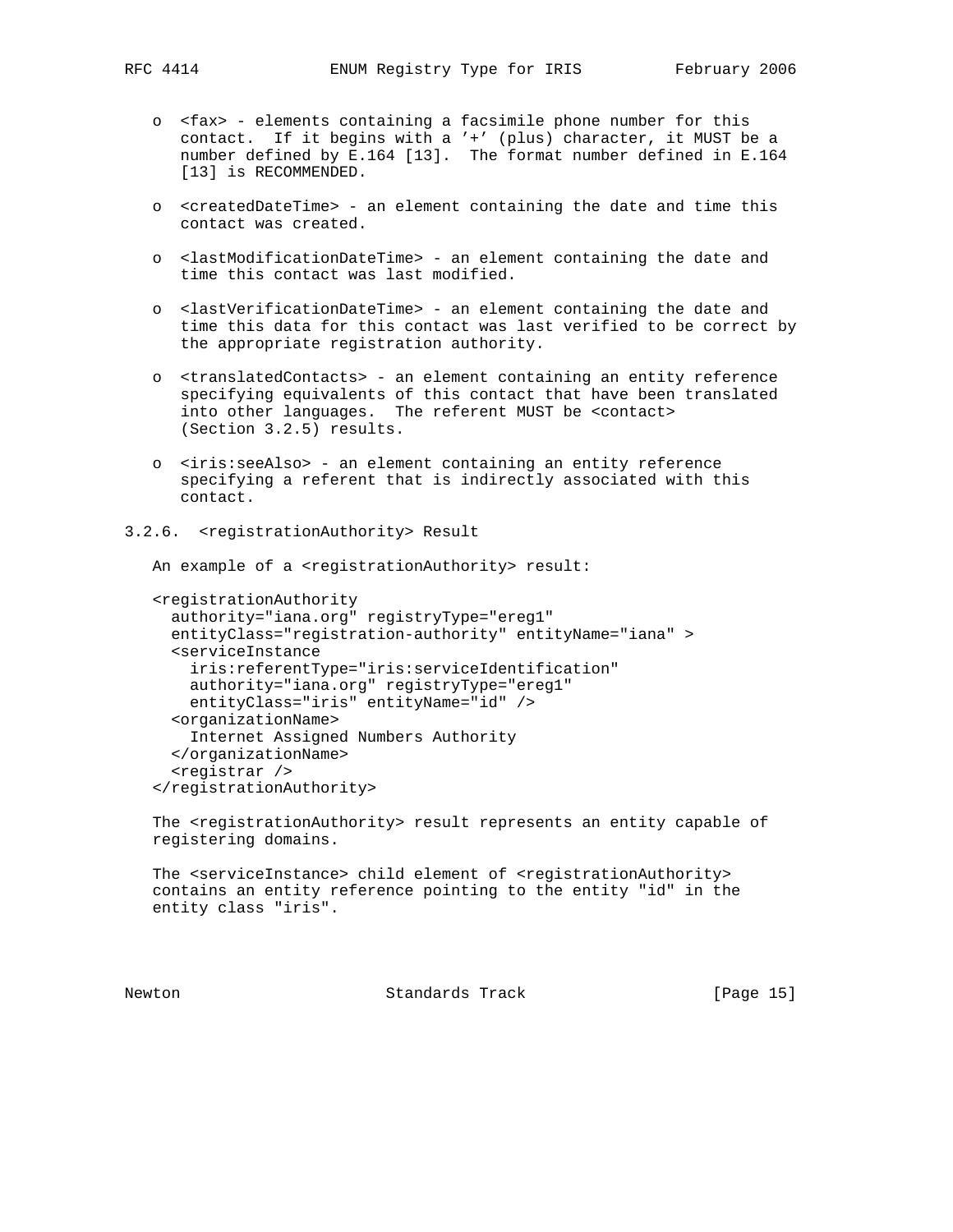- <fax> - elements containing a facsimile phone number for this contact. If it begins with a '+' (plus) character, it MUST be a number defined by E.164 [13]. The format number defined in E.164 [13] is RECOMMENDED.

- <createdDateTime> - an element containing the date and time this contact was created.

- <lastModificationDateTime> - an element containing the date and time this contact was last modified.

- <lastVerificationDateTime> - an element containing the date and time this data for this contact was last verified to be correct by the appropriate registration authority.

- <translatedContacts> - an element containing an entity reference specifying equivalents of this contact that have been translated into other languages. The referent MUST be <contact> (Section 3.2.5) results.

- <iris:seeAlso> - an element containing an entity reference specifying a referent that is indirectly associated with this contact.

### 3.2.6. <registrationAuthority> Result

An example of a <registrationAuthority> result:

```
<registrationAuthority
  authority="iana.org" registryType="ereg1"
  entityClass="registration-authority" entityName="iana" >
  <serviceInstance
    iris:referentType="iris:serviceIdentification"
    authority="iana.org" registryType="ereg1"
    entityClass="iris" entityName="id" />
  <organizationName>
    Internet Assigned Numbers Authority
  </organizationName>
  <registrar />
</registrationAuthority>
```

The <registrationAuthority> result represents an entity capable of registering domains.

The <serviceInstance> child element of <registrationAuthority> contains an entity reference pointing to the entity "id" in the entity class "iris".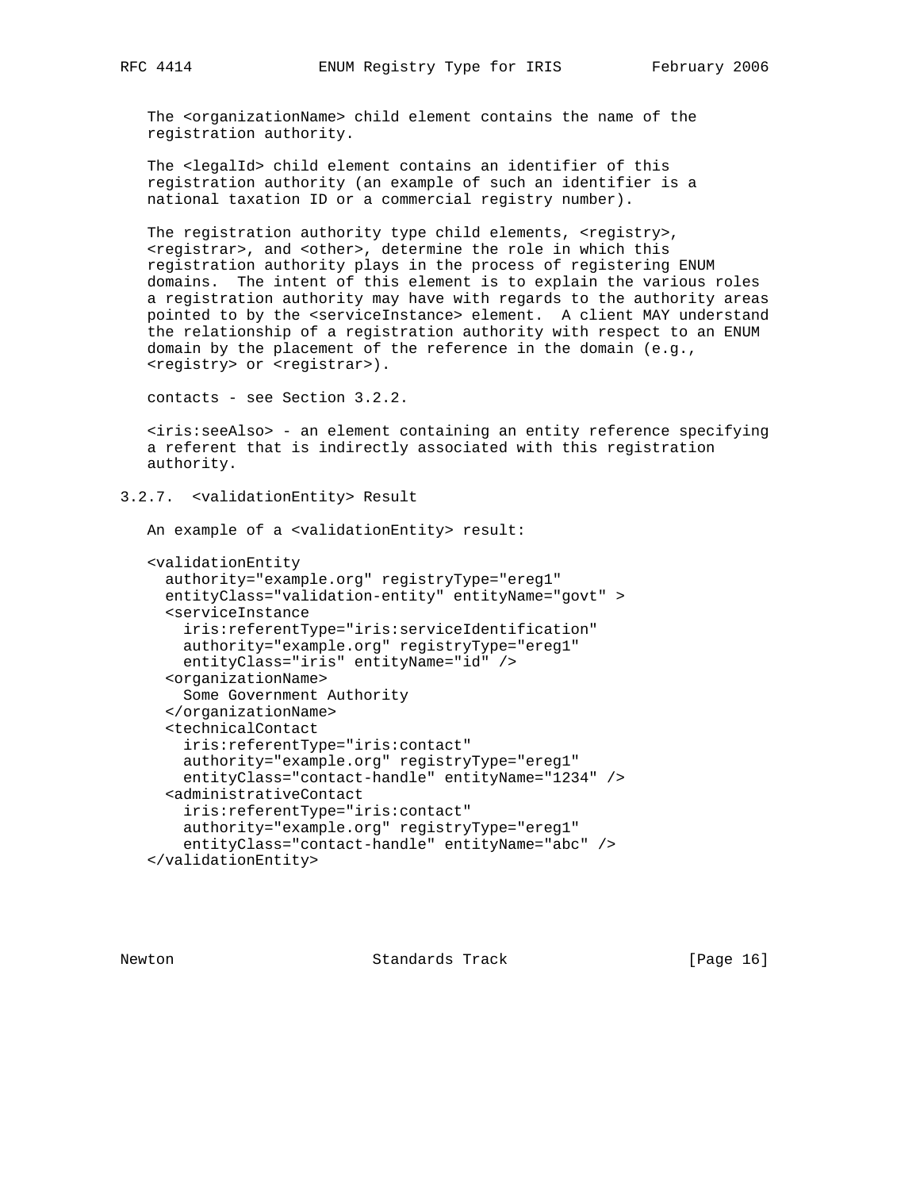The <organizationName> child element contains the name of the registration authority.

The <legalId> child element contains an identifier of this registration authority (an example of such an identifier is a national taxation ID or a commercial registry number).

The registration authority type child elements, <registry>, <registrar>, and <other>, determine the role in which this registration authority plays in the process of registering ENUM domains. The intent of this element is to explain the various roles a registration authority may have with regards to the authority areas pointed to by the <serviceInstance> element. A client MAY understand the relationship of a registration authority with respect to an ENUM domain by the placement of the reference in the domain (e.g., <registry> or <registrar>).

contacts - see Section 3.2.2.

<iris:seeAlso> - an element containing an entity reference specifying a referent that is indirectly associated with this registration authority.

### 3.2.7. <validationEntity> Result

An example of a <validationEntity> result:

```
<validationEntity
  authority="example.org" registryType="ereg1"
  entityClass="validation-entity" entityName="govt" >
  <serviceInstance
    iris:referentType="iris:serviceIdentification"
    authority="example.org" registryType="ereg1"
    entityClass="iris" entityName="id" />
  <organizationName>
    Some Government Authority
  </organizationName>
  <technicalContact
    iris:referentType="iris:contact"
    authority="example.org" registryType="ereg1"
    entityClass="contact-handle" entityName="1234" />
  <administrativeContact
    iris:referentType="iris:contact"
    authority="example.org" registryType="ereg1"
    entityClass="contact-handle" entityName="abc" />
</validationEntity>
```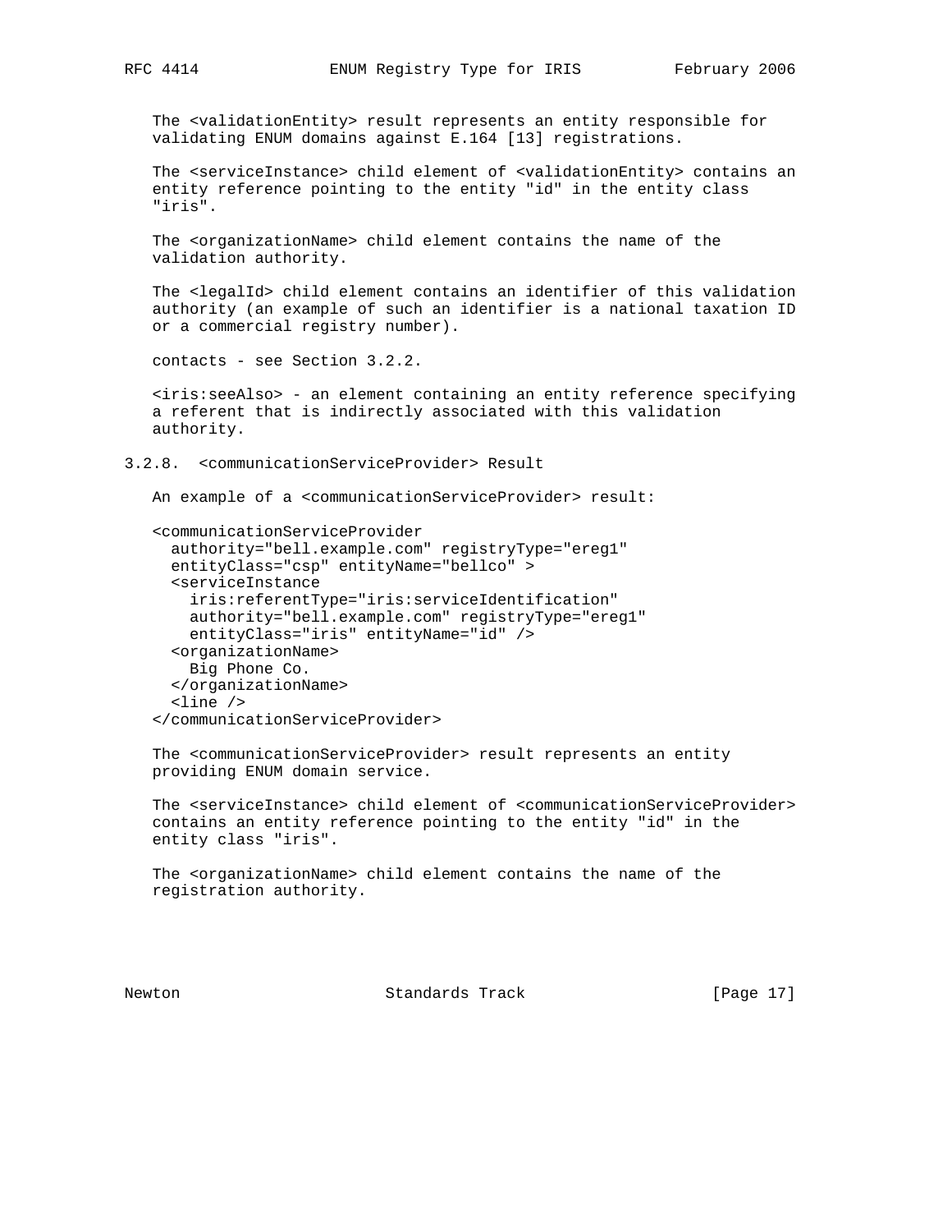The <validationEntity> result represents an entity responsible for validating ENUM domains against E.164 [13] registrations.

The <serviceInstance> child element of <validationEntity> contains an entity reference pointing to the entity "id" in the entity class "iris".

The <organizationName> child element contains the name of the validation authority.

The <legalId> child element contains an identifier of this validation authority (an example of such an identifier is a national taxation ID or a commercial registry number).

contacts - see Section 3.2.2.

<iris:seeAlso> - an element containing an entity reference specifying a referent that is indirectly associated with this validation authority.

### 3.2.8. <communicationServiceProvider> Result

An example of a <communicationServiceProvider> result:

```
<communicationServiceProvider
  authority="bell.example.com" registryType="ereg1"
  entityClass="csp" entityName="bellco" >
  <serviceInstance
    iris:referentType="iris:serviceIdentification"
    authority="bell.example.com" registryType="ereg1"
    entityClass="iris" entityName="id" />
  <organizationName>
    Big Phone Co.
  </organizationName>
  <line />
</communicationServiceProvider>
```

The <communicationServiceProvider> result represents an entity providing ENUM domain service.

The <serviceInstance> child element of <communicationServiceProvider> contains an entity reference pointing to the entity "id" in the entity class "iris".

The <organizationName> child element contains the name of the registration authority.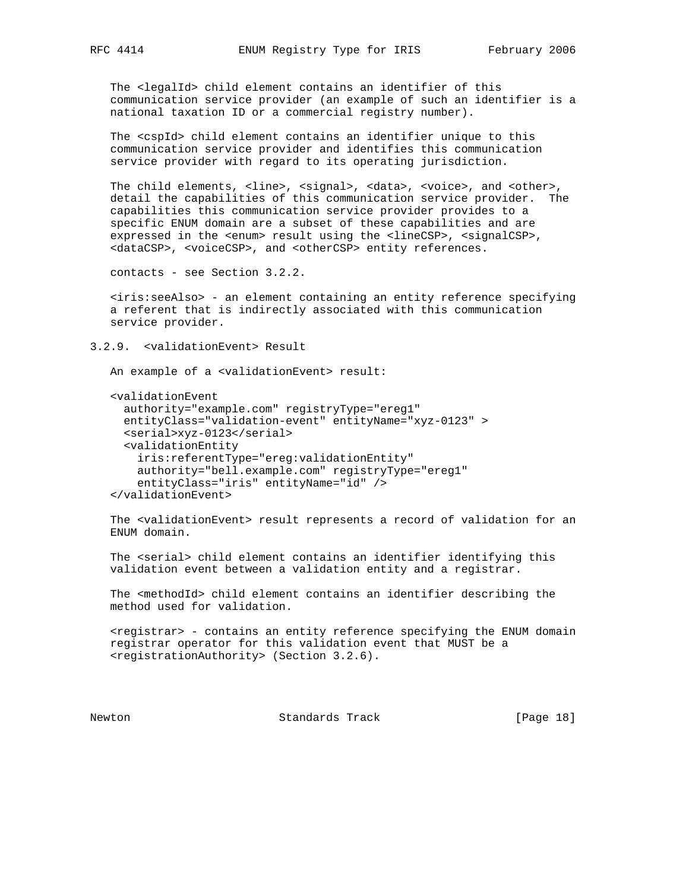The <legalId> child element contains an identifier of this communication service provider (an example of such an identifier is a national taxation ID or a commercial registry number).

The <cspId> child element contains an identifier unique to this communication service provider and identifies this communication service provider with regard to its operating jurisdiction.

The child elements, <line>, <signal>, <data>, <voice>, and <other>, detail the capabilities of this communication service provider. The capabilities this communication service provider provides to a specific ENUM domain are a subset of these capabilities and are expressed in the <enum> result using the <lineCSP>, <signalCSP>, <dataCSP>, <voiceCSP>, and <otherCSP> entity references.

contacts - see Section 3.2.2.

<iris:seeAlso> - an element containing an entity reference specifying a referent that is indirectly associated with this communication service provider.

### 3.2.9. <validationEvent> Result

An example of a <validationEvent> result:

```
<validationEvent
  authority="example.com" registryType="ereg1"
  entityClass="validation-event" entityName="xyz-0123" >
  <serial>xyz-0123</serial>
  <validationEntity
    iris:referentType="ereg:validationEntity"
    authority="bell.example.com" registryType="ereg1"
    entityClass="iris" entityName="id" />
</validationEvent>
```

The <validationEvent> result represents a record of validation for an ENUM domain.

The <serial> child element contains an identifier identifying this validation event between a validation entity and a registrar.

The <methodId> child element contains an identifier describing the method used for validation.

<registrar> - contains an entity reference specifying the ENUM domain registrar operator for this validation event that MUST be a <registrationAuthority> (Section 3.2.6).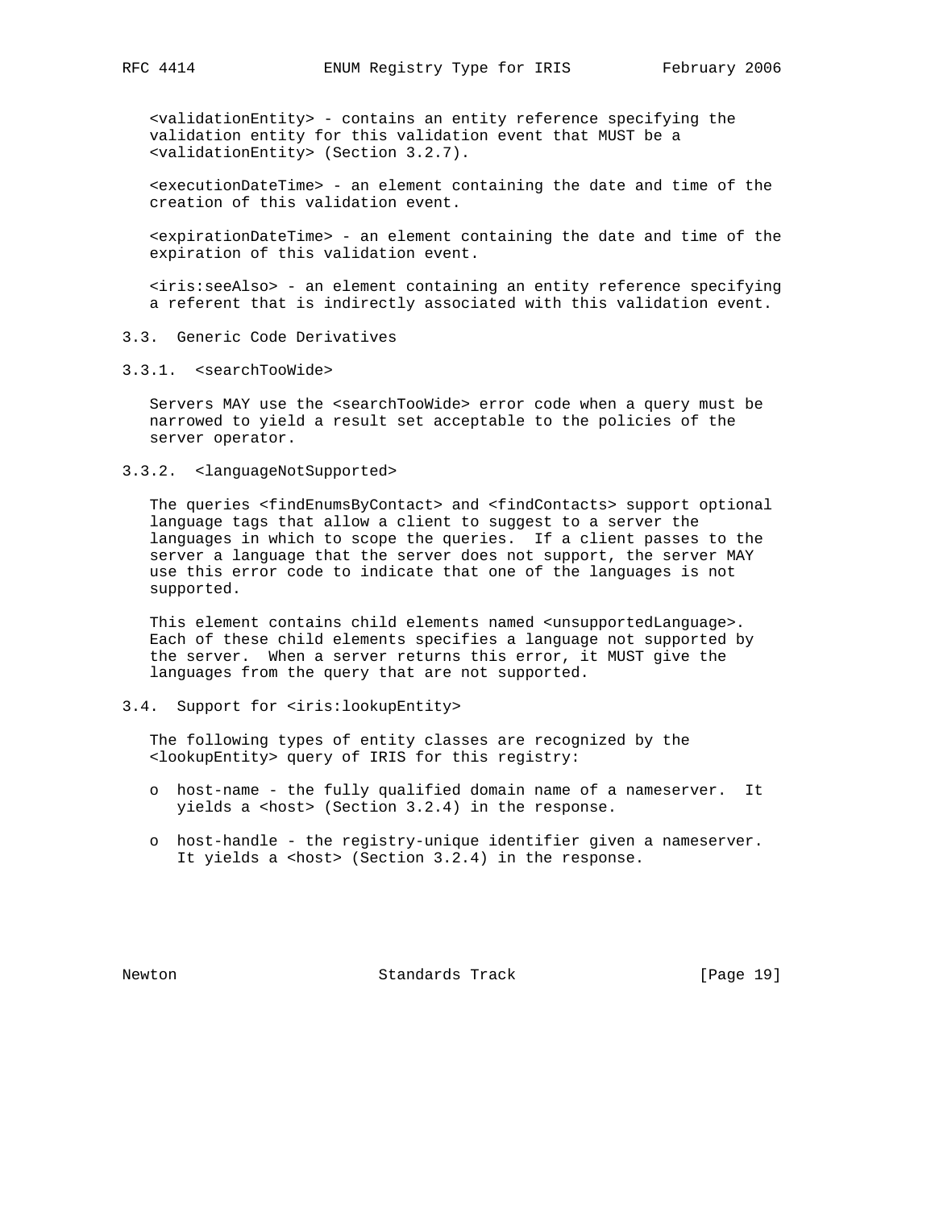<validationEntity> - contains an entity reference specifying the validation entity for this validation event that MUST be a <validationEntity> (Section 3.2.7).

<executionDateTime> - an element containing the date and time of the creation of this validation event.

<expirationDateTime> - an element containing the date and time of the expiration of this validation event.

<iris:seeAlso> - an element containing an entity reference specifying a referent that is indirectly associated with this validation event.

### 3.3. Generic Code Derivatives

#### 3.3.1. <searchTooWide>

Servers MAY use the <searchTooWide> error code when a query must be narrowed to yield a result set acceptable to the policies of the server operator.

#### 3.3.2. <languageNotSupported>

The queries <findEnumsByContact> and <findContacts> support optional language tags that allow a client to suggest to a server the languages in which to scope the queries. If a client passes to the server a language that the server does not support, the server MAY use this error code to indicate that one of the languages is not supported.

This element contains child elements named <unsupportedLanguage>. Each of these child elements specifies a language not supported by the server. When a server returns this error, it MUST give the languages from the query that are not supported.

### 3.4. Support for <iris:lookupEntity>

The following types of entity classes are recognized by the <lookupEntity> query of IRIS for this registry:

- host-name - the fully qualified domain name of a nameserver. It yields a <host> (Section 3.2.4) in the response.
- host-handle - the registry-unique identifier given a nameserver. It yields a <host> (Section 3.2.4) in the response.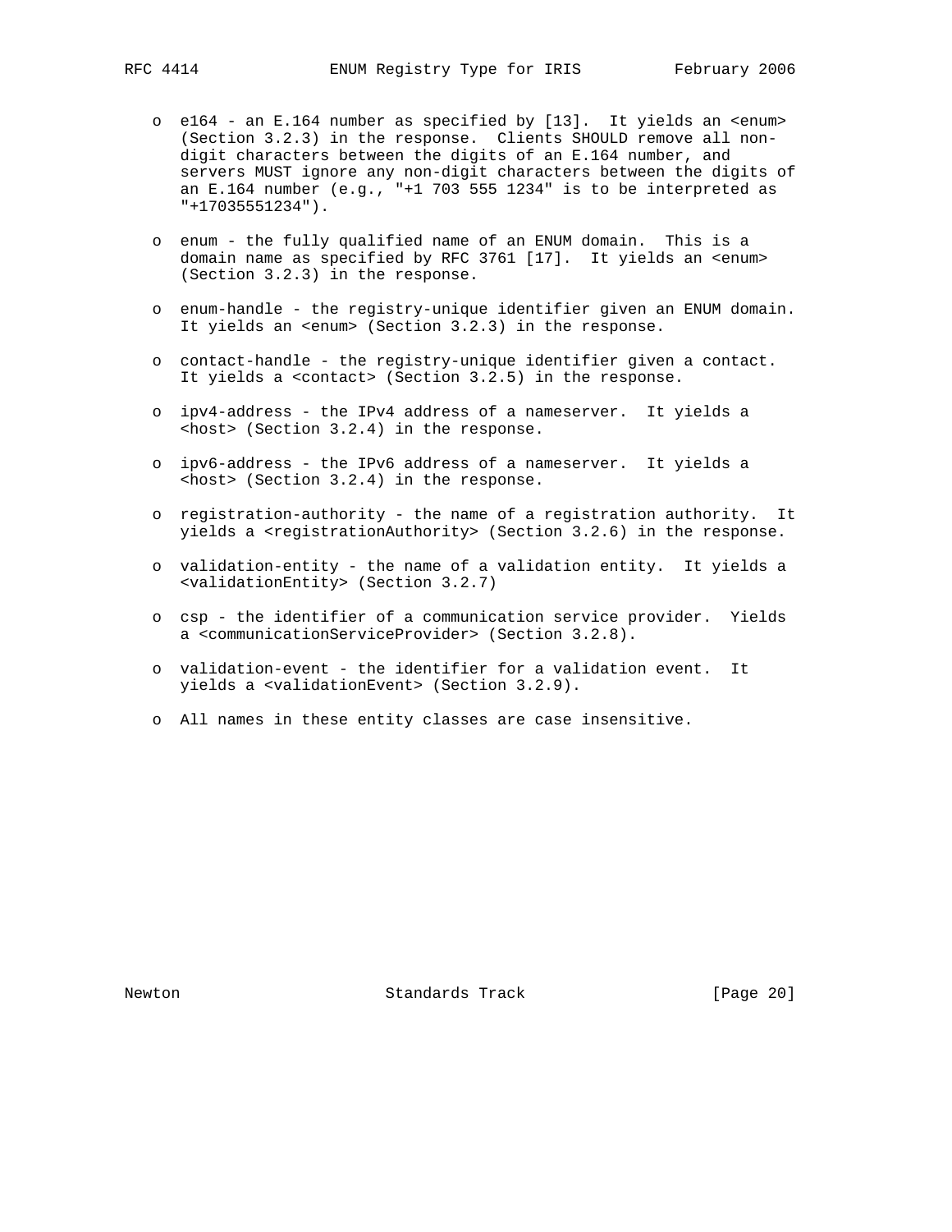- e164 - an E.164 number as specified by [13]. It yields an <enum> (Section 3.2.3) in the response. Clients SHOULD remove all non-digit characters between the digits of an E.164 number, and servers MUST ignore any non-digit characters between the digits of an E.164 number (e.g., "+1 703 555 1234" is to be interpreted as "+17035551234").

- enum - the fully qualified name of an ENUM domain. This is a domain name as specified by RFC 3761 [17]. It yields an <enum> (Section 3.2.3) in the response.

- enum-handle - the registry-unique identifier given an ENUM domain. It yields an <enum> (Section 3.2.3) in the response.

- contact-handle - the registry-unique identifier given a contact. It yields a <contact> (Section 3.2.5) in the response.

- ipv4-address - the IPv4 address of a nameserver. It yields a <host> (Section 3.2.4) in the response.

- ipv6-address - the IPv6 address of a nameserver. It yields a <host> (Section 3.2.4) in the response.

- registration-authority - the name of a registration authority. It yields a <registrationAuthority> (Section 3.2.6) in the response.

- validation-entity - the name of a validation entity. It yields a <validationEntity> (Section 3.2.7)

- csp - the identifier of a communication service provider. Yields a <communicationServiceProvider> (Section 3.2.8).

- validation-event - the identifier for a validation event. It yields a <validationEvent> (Section 3.2.9).

- All names in these entity classes are case insensitive.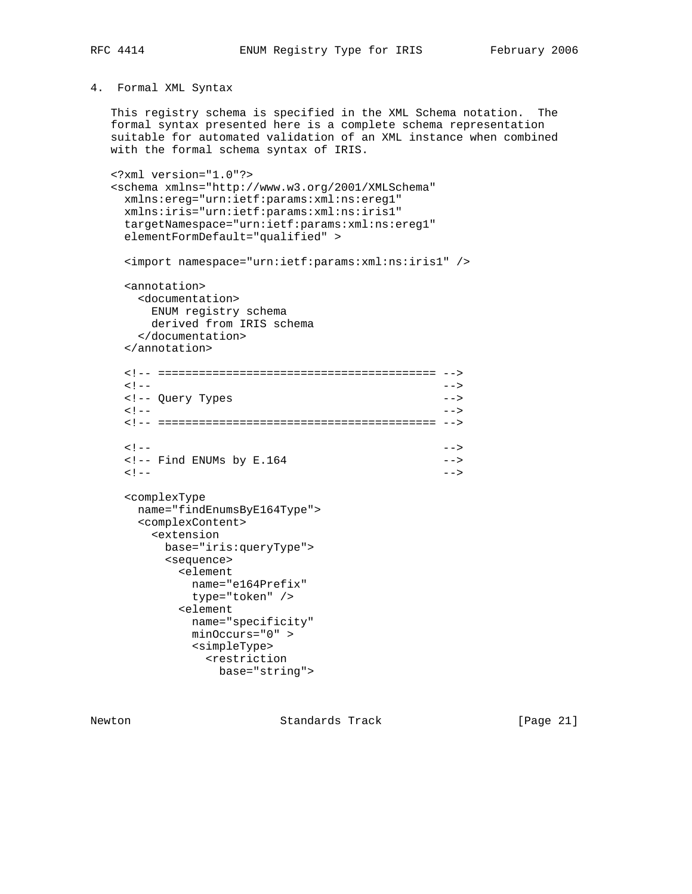## 4. Formal XML Syntax

This registry schema is specified in the XML Schema notation. The formal syntax presented here is a complete schema representation suitable for automated validation of an XML instance when combined with the formal schema syntax of IRIS.

```
<?xml version="1.0"?>
<schema xmlns="http://www.w3.org/2001/XMLSchema"
  xmlns:ereg="urn:ietf:params:xml:ns:ereg1"
  xmlns:iris="urn:ietf:params:xml:ns:iris1"
  targetNamespace="urn:ietf:params:xml:ns:ereg1"
  elementFormDefault="qualified" >

  <import namespace="urn:ietf:params:xml:ns:iris1" />

  <annotation>
    <documentation>
      ENUM registry schema
      derived from IRIS schema
    </documentation>
  </annotation>

  <!-- ========================================= -->
  <!--                                           -->
  <!-- Query Types                               -->
  <!--                                           -->
  <!-- ========================================= -->

  <!--                                           -->
  <!-- Find ENUMs by E.164                       -->
  <!--                                           -->

  <complexType
    name="findEnumsByE164Type">
    <complexContent>
      <extension
        base="iris:queryType">
        <sequence>
          <element
            name="e164Prefix"
            type="token" />
          <element
            name="specificity"
            minOccurs="0" >
            <simpleType>
              <restriction
                base="string">
```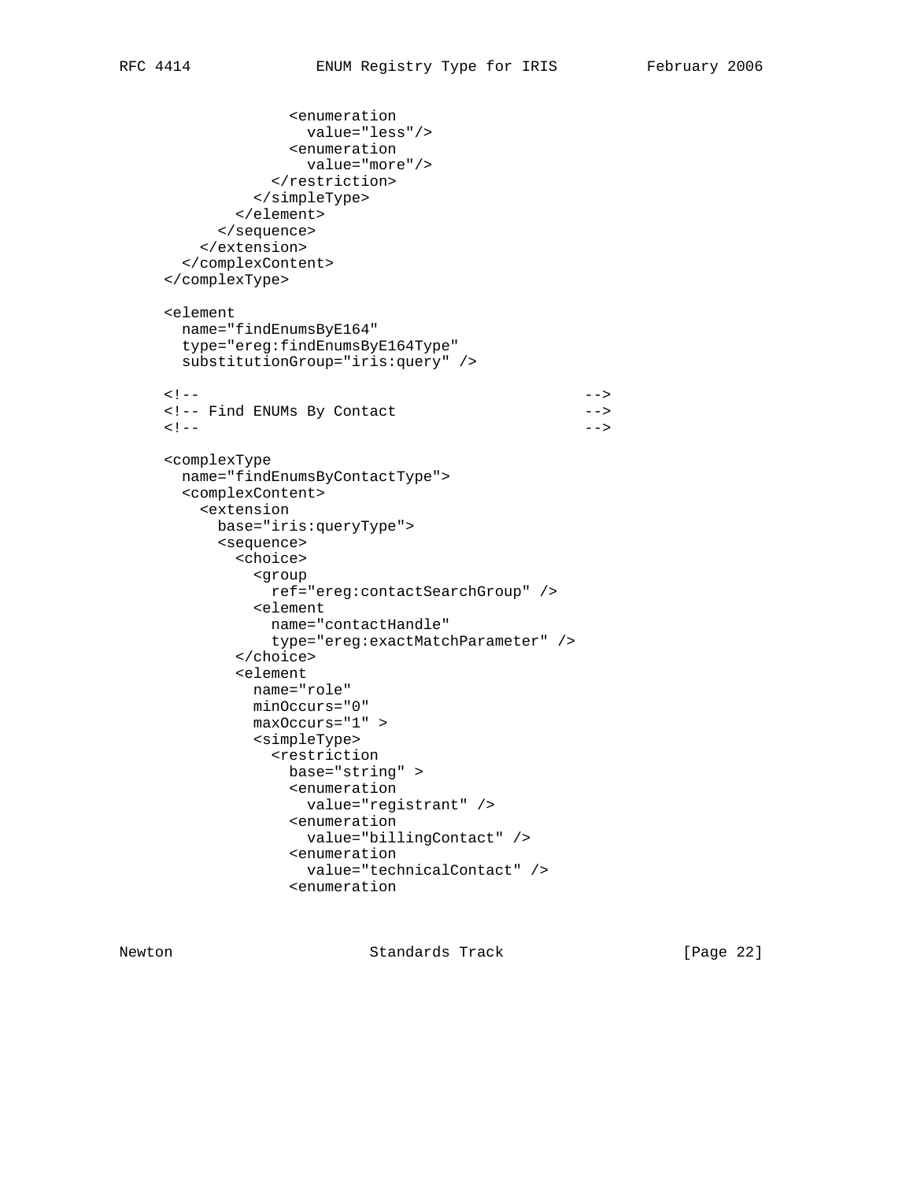```
                <enumeration
                  value="less"/>
                <enumeration
                  value="more"/>
              </restriction>
            </simpleType>
          </element>
        </sequence>
      </extension>
    </complexContent>
  </complexType>

  <element
    name="findEnumsByE164"
    type="ereg:findEnumsByE164Type"
    substitutionGroup="iris:query" />

  <!--                                           -->
  <!-- Find ENUMs By Contact                     -->
  <!--                                           -->

  <complexType
    name="findEnumsByContactType">
    <complexContent>
      <extension
        base="iris:queryType">
        <sequence>
          <choice>
            <group
              ref="ereg:contactSearchGroup" />
            <element
              name="contactHandle"
              type="ereg:exactMatchParameter" />
          </choice>
          <element
            name="role"
            minOccurs="0"
            maxOccurs="1" >
            <simpleType>
              <restriction
                base="string" >
                <enumeration
                  value="registrant" />
                <enumeration
                  value="billingContact" />
                <enumeration
                  value="technicalContact" />
                <enumeration
```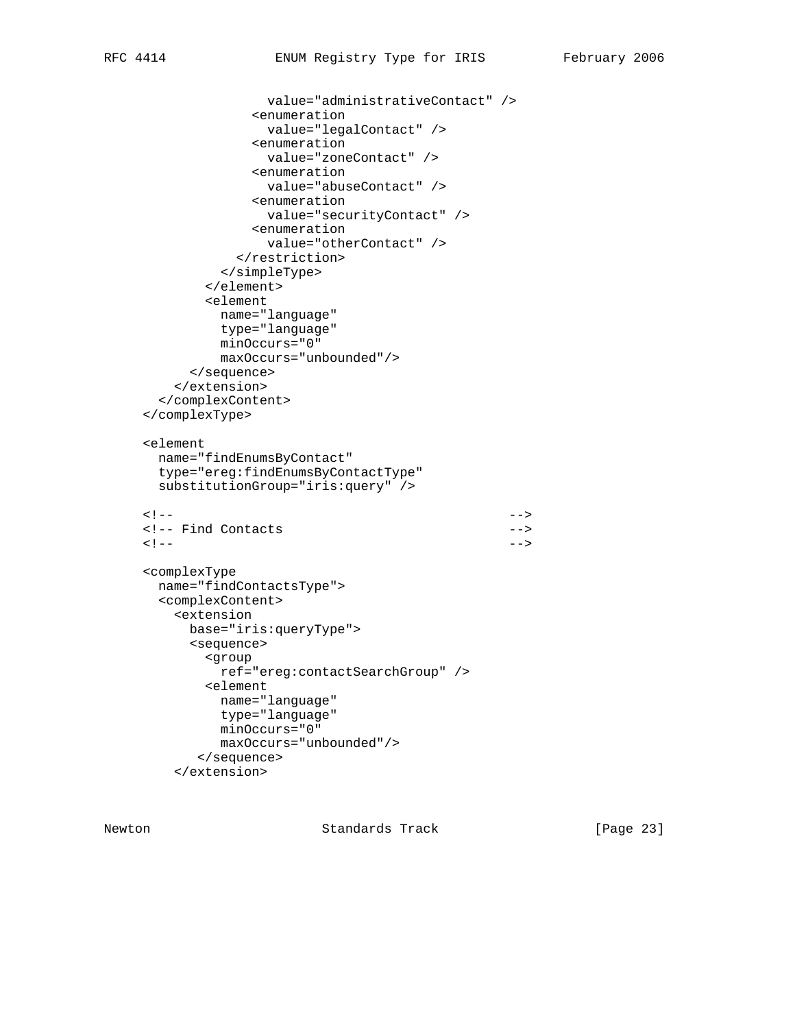```
                value="administrativeContact" />
              <enumeration
                value="legalContact" />
              <enumeration
                value="zoneContact" />
              <enumeration
                value="abuseContact" />
              <enumeration
                value="securityContact" />
              <enumeration
                value="otherContact" />
            </restriction>
          </simpleType>
        </element>
        <element
          name="language"
          type="language"
          minOccurs="0"
          maxOccurs="unbounded"/>
      </sequence>
    </extension>
  </complexContent>
</complexType>

<element
  name="findEnumsByContact"
  type="ereg:findEnumsByContactType"
  substitutionGroup="iris:query" />

<!--                                         -->
<!-- Find Contacts                           -->
<!--                                         -->

<complexType
  name="findContactsType">
  <complexContent>
    <extension
      base="iris:queryType">
      <sequence>
        <group
          ref="ereg:contactSearchGroup" />
        <element
          name="language"
          type="language"
          minOccurs="0"
          maxOccurs="unbounded"/>
       </sequence>
    </extension>
```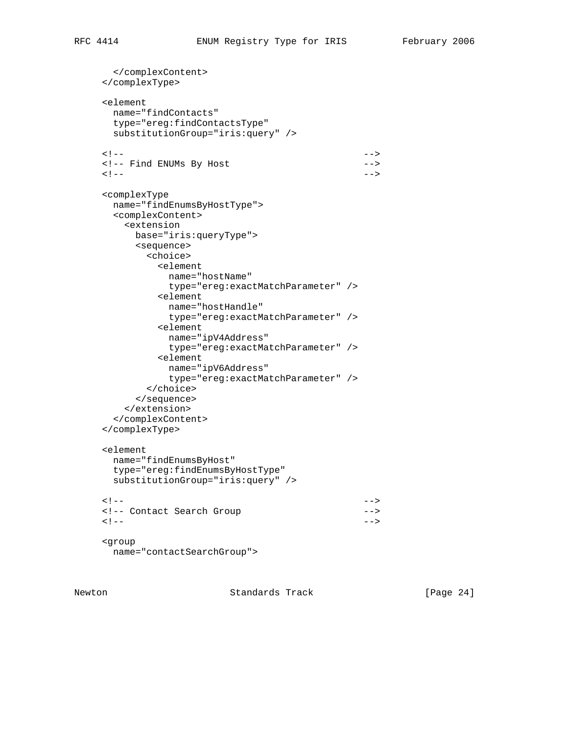```
      </complexContent>
    </complexType>

    <element
      name="findContacts"
      type="ereg:findContactsType"
      substitutionGroup="iris:query" />

    <!--                                          -->
    <!-- Find ENUMs By Host                       -->
    <!--                                          -->

    <complexType
      name="findEnumsByHostType">
      <complexContent>
        <extension
          base="iris:queryType">
          <sequence>
            <choice>
              <element
                name="hostName"
                type="ereg:exactMatchParameter" />
              <element
                name="hostHandle"
                type="ereg:exactMatchParameter" />
              <element
                name="ipV4Address"
                type="ereg:exactMatchParameter" />
              <element
                name="ipV6Address"
                type="ereg:exactMatchParameter" />
            </choice>
          </sequence>
        </extension>
      </complexContent>
    </complexType>

    <element
      name="findEnumsByHost"
      type="ereg:findEnumsByHostType"
      substitutionGroup="iris:query" />

    <!--                                          -->
    <!-- Contact Search Group                     -->
    <!--                                          -->

    <group
      name="contactSearchGroup">
```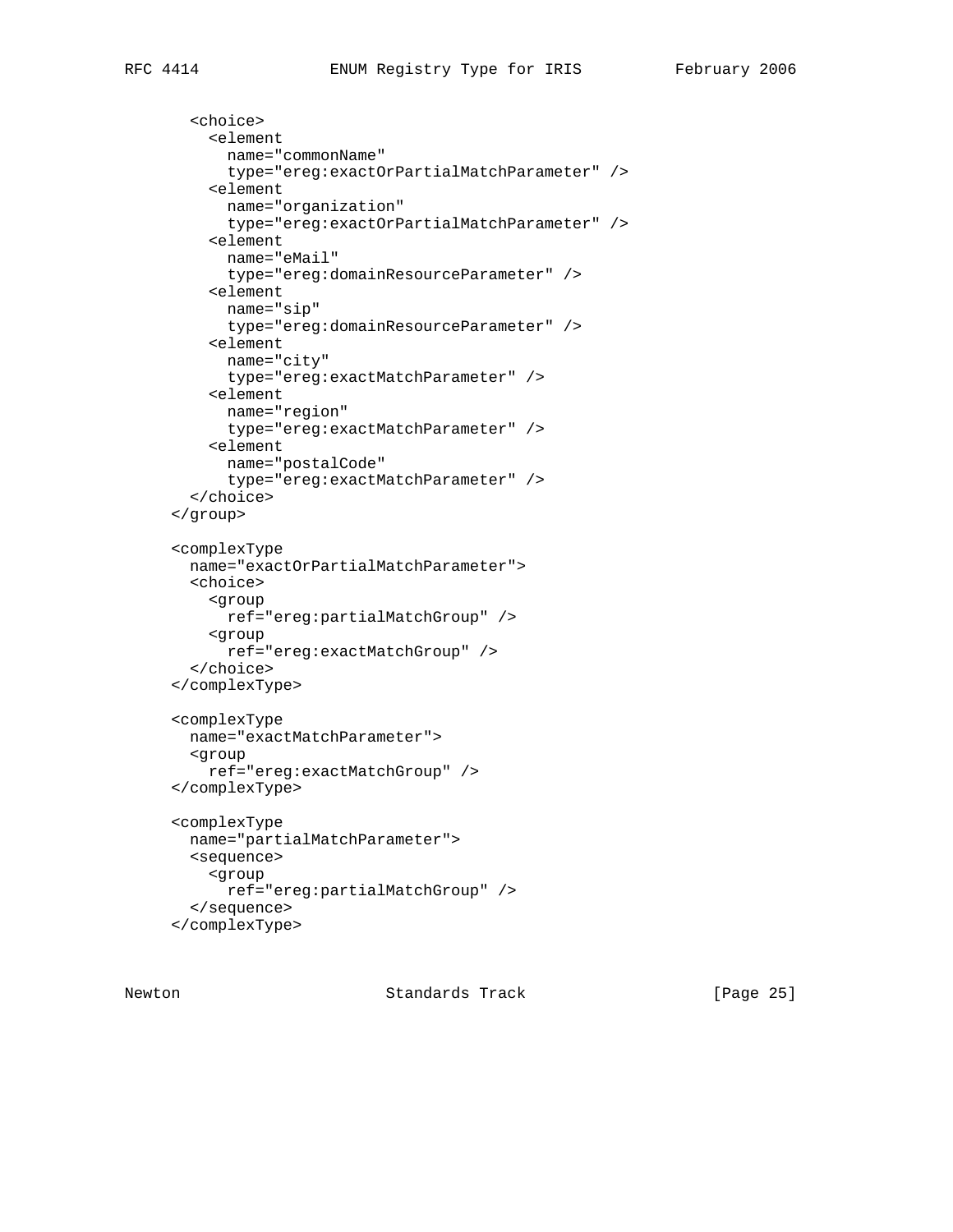```
      <choice>
        <element
          name="commonName"
          type="ereg:exactOrPartialMatchParameter" />
        <element
          name="organization"
          type="ereg:exactOrPartialMatchParameter" />
        <element
          name="eMail"
          type="ereg:domainResourceParameter" />
        <element
          name="sip"
          type="ereg:domainResourceParameter" />
        <element
          name="city"
          type="ereg:exactMatchParameter" />
        <element
          name="region"
          type="ereg:exactMatchParameter" />
        <element
          name="postalCode"
          type="ereg:exactMatchParameter" />
      </choice>
    </group>

    <complexType
      name="exactOrPartialMatchParameter">
      <choice>
        <group
          ref="ereg:partialMatchGroup" />
        <group
          ref="ereg:exactMatchGroup" />
      </choice>
    </complexType>

    <complexType
      name="exactMatchParameter">
      <group
        ref="ereg:exactMatchGroup" />
    </complexType>

    <complexType
      name="partialMatchParameter">
      <sequence>
        <group
          ref="ereg:partialMatchGroup" />
      </sequence>
    </complexType>
```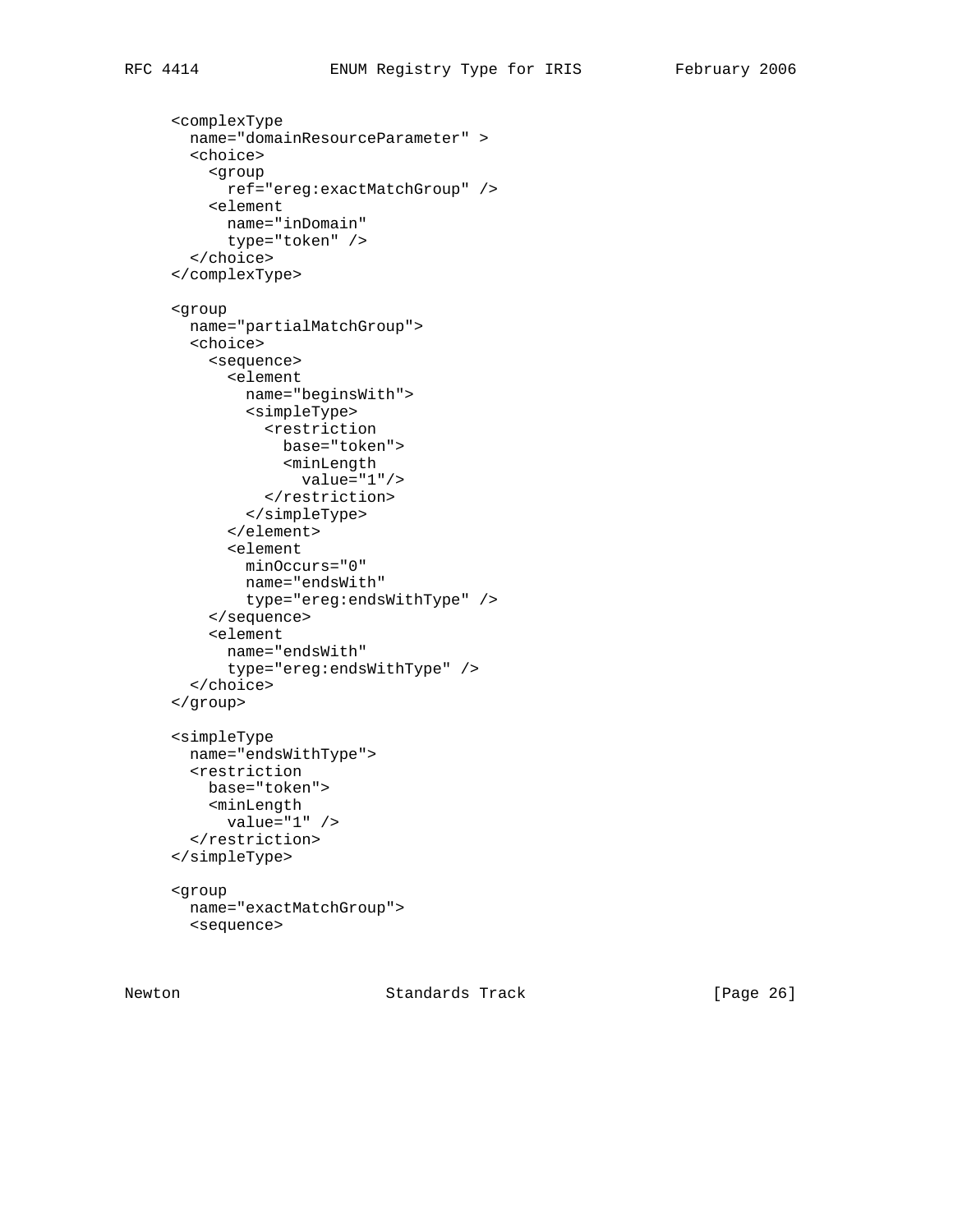```
   <complexType
     name="domainResourceParameter" >
     <choice>
       <group
         ref="ereg:exactMatchGroup" />
       <element
         name="inDomain"
         type="token" />
     </choice>
   </complexType>

   <group
     name="partialMatchGroup">
     <choice>
       <sequence>
         <element
           name="beginsWith">
           <simpleType>
             <restriction
               base="token">
               <minLength
                 value="1"/>
             </restriction>
           </simpleType>
         </element>
         <element
           minOccurs="0"
           name="endsWith"
           type="ereg:endsWithType" />
       </sequence>
       <element
         name="endsWith"
         type="ereg:endsWithType" />
     </choice>
   </group>

   <simpleType
     name="endsWithType">
     <restriction
       base="token">
       <minLength
         value="1" />
     </restriction>
   </simpleType>

   <group
     name="exactMatchGroup">
     <sequence>
```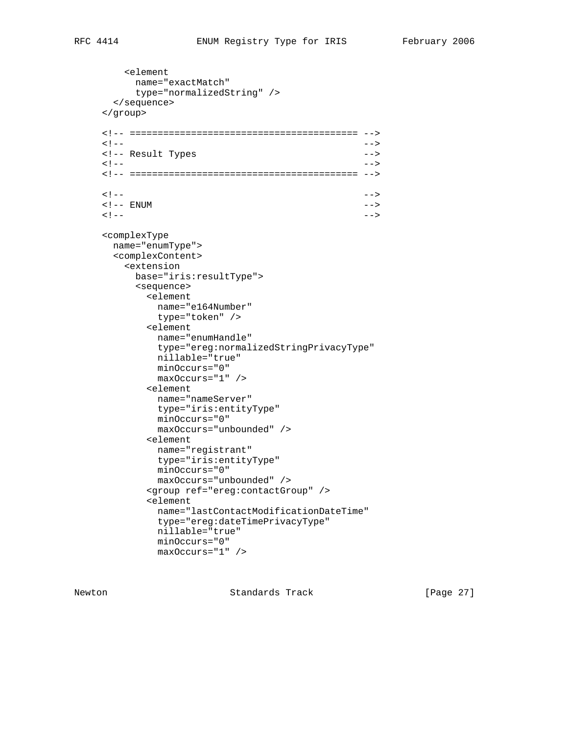```
       <element
         name="exactMatch"
         type="normalizedString" />
     </sequence>
   </group>

   <!-- ========================================= -->
   <!--                                           -->
   <!-- Result Types                              -->
   <!--                                           -->
   <!-- ========================================= -->

   <!--                                           -->
   <!-- ENUM                                      -->
   <!--                                           -->

   <complexType
     name="enumType">
     <complexContent>
       <extension
         base="iris:resultType">
         <sequence>
           <element
             name="e164Number"
             type="token" />
           <element
             name="enumHandle"
             type="ereg:normalizedStringPrivacyType"
             nillable="true"
             minOccurs="0"
             maxOccurs="1" />
           <element
             name="nameServer"
             type="iris:entityType"
             minOccurs="0"
             maxOccurs="unbounded" />
           <element
             name="registrant"
             type="iris:entityType"
             minOccurs="0"
             maxOccurs="unbounded" />
           <group ref="ereg:contactGroup" />
           <element
             name="lastContactModificationDateTime"
             type="ereg:dateTimePrivacyType"
             nillable="true"
             minOccurs="0"
             maxOccurs="1" />
```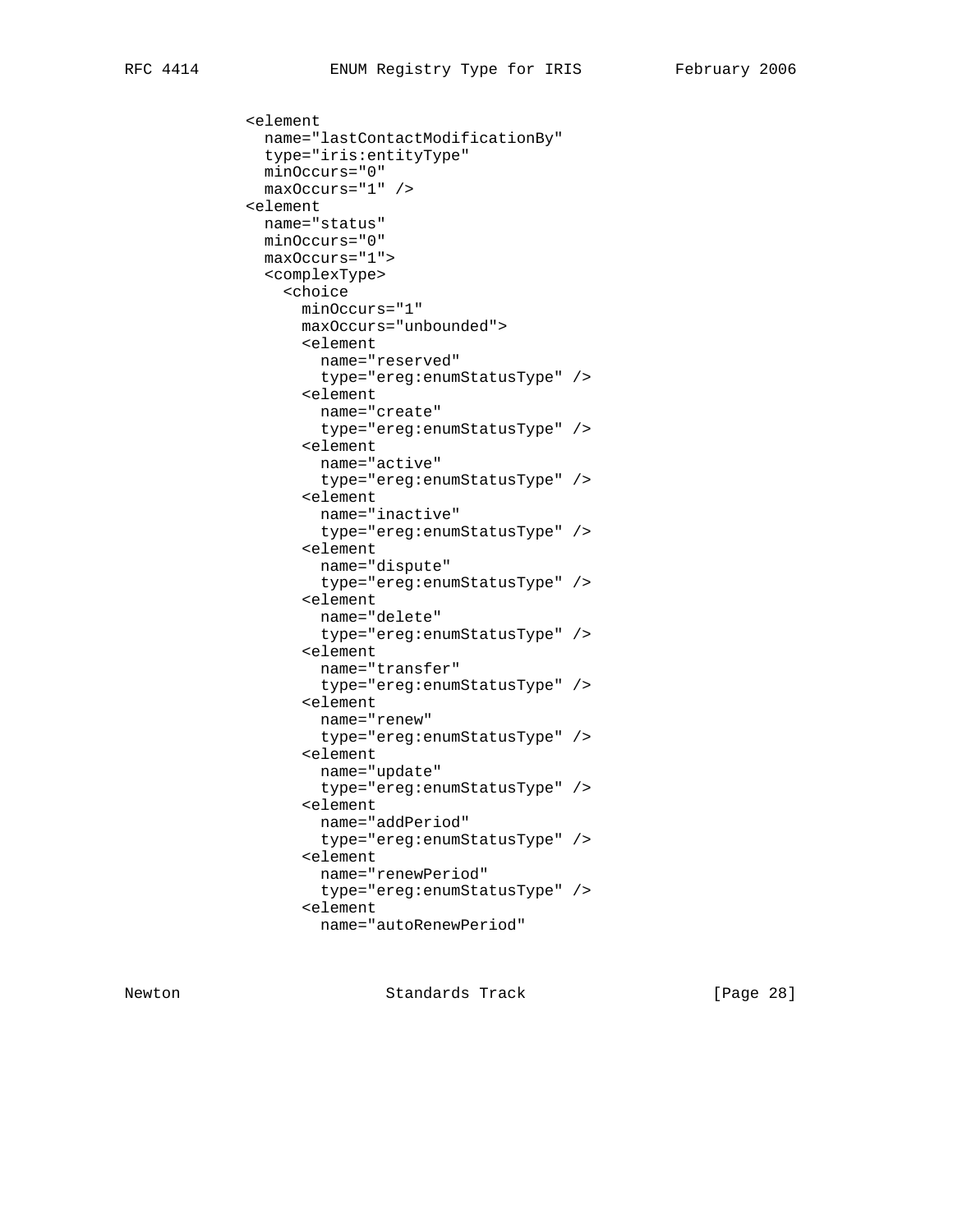```
           <element
             name="lastContactModificationBy"
             type="iris:entityType"
             minOccurs="0"
             maxOccurs="1" />
           <element
             name="status"
             minOccurs="0"
             maxOccurs="1">
             <complexType>
               <choice
                 minOccurs="1"
                 maxOccurs="unbounded">
                 <element
                   name="reserved"
                   type="ereg:enumStatusType" />
                 <element
                   name="create"
                   type="ereg:enumStatusType" />
                 <element
                   name="active"
                   type="ereg:enumStatusType" />
                 <element
                   name="inactive"
                   type="ereg:enumStatusType" />
                 <element
                   name="dispute"
                   type="ereg:enumStatusType" />
                 <element
                   name="delete"
                   type="ereg:enumStatusType" />
                 <element
                   name="transfer"
                   type="ereg:enumStatusType" />
                 <element
                   name="renew"
                   type="ereg:enumStatusType" />
                 <element
                   name="update"
                   type="ereg:enumStatusType" />
                 <element
                   name="addPeriod"
                   type="ereg:enumStatusType" />
                 <element
                   name="renewPeriod"
                   type="ereg:enumStatusType" />
                 <element
                   name="autoRenewPeriod"
```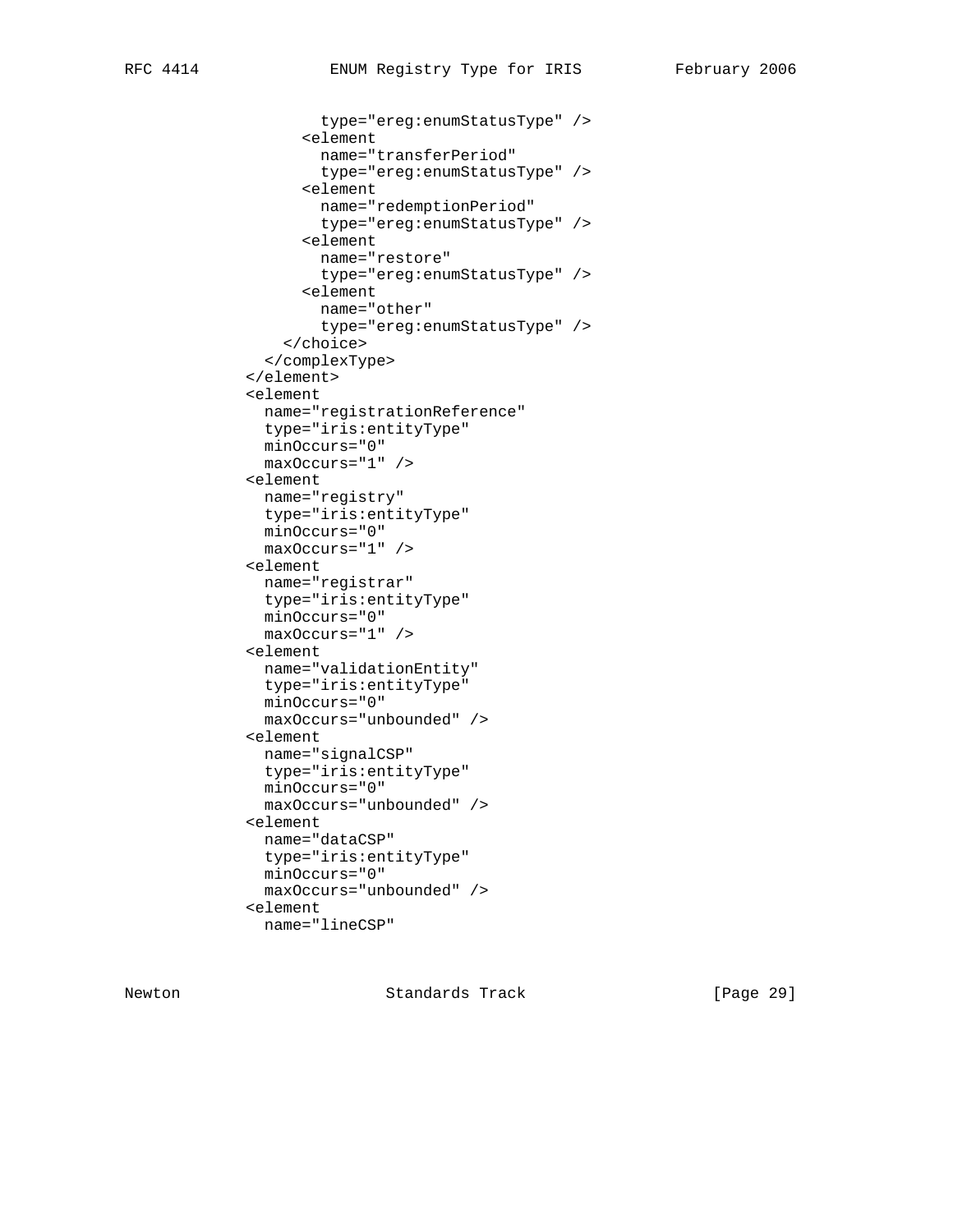```
               type="ereg:enumStatusType" />
             <element
               name="transferPeriod"
               type="ereg:enumStatusType" />
             <element
               name="redemptionPeriod"
               type="ereg:enumStatusType" />
             <element
               name="restore"
               type="ereg:enumStatusType" />
             <element
               name="other"
               type="ereg:enumStatusType" />
           </choice>
         </complexType>
       </element>
       <element
         name="registrationReference"
         type="iris:entityType"
         minOccurs="0"
         maxOccurs="1" />
       <element
         name="registry"
         type="iris:entityType"
         minOccurs="0"
         maxOccurs="1" />
       <element
         name="registrar"
         type="iris:entityType"
         minOccurs="0"
         maxOccurs="1" />
       <element
         name="validationEntity"
         type="iris:entityType"
         minOccurs="0"
         maxOccurs="unbounded" />
       <element
         name="signalCSP"
         type="iris:entityType"
         minOccurs="0"
         maxOccurs="unbounded" />
       <element
         name="dataCSP"
         type="iris:entityType"
         minOccurs="0"
         maxOccurs="unbounded" />
       <element
         name="lineCSP"
```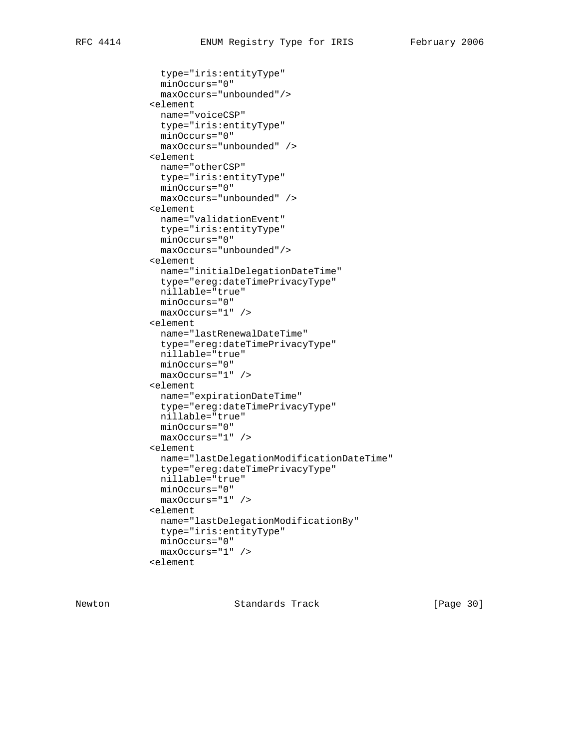```
              type="iris:entityType"
              minOccurs="0"
              maxOccurs="unbounded"/>
            <element
              name="voiceCSP"
              type="iris:entityType"
              minOccurs="0"
              maxOccurs="unbounded" />
            <element
              name="otherCSP"
              type="iris:entityType"
              minOccurs="0"
              maxOccurs="unbounded" />
            <element
              name="validationEvent"
              type="iris:entityType"
              minOccurs="0"
              maxOccurs="unbounded"/>
            <element
              name="initialDelegationDateTime"
              type="ereg:dateTimePrivacyType"
              nillable="true"
              minOccurs="0"
              maxOccurs="1" />
            <element
              name="lastRenewalDateTime"
              type="ereg:dateTimePrivacyType"
              nillable="true"
              minOccurs="0"
              maxOccurs="1" />
            <element
              name="expirationDateTime"
              type="ereg:dateTimePrivacyType"
              nillable="true"
              minOccurs="0"
              maxOccurs="1" />
            <element
              name="lastDelegationModificationDateTime"
              type="ereg:dateTimePrivacyType"
              nillable="true"
              minOccurs="0"
              maxOccurs="1" />
            <element
              name="lastDelegationModificationBy"
              type="iris:entityType"
              minOccurs="0"
              maxOccurs="1" />
            <element
```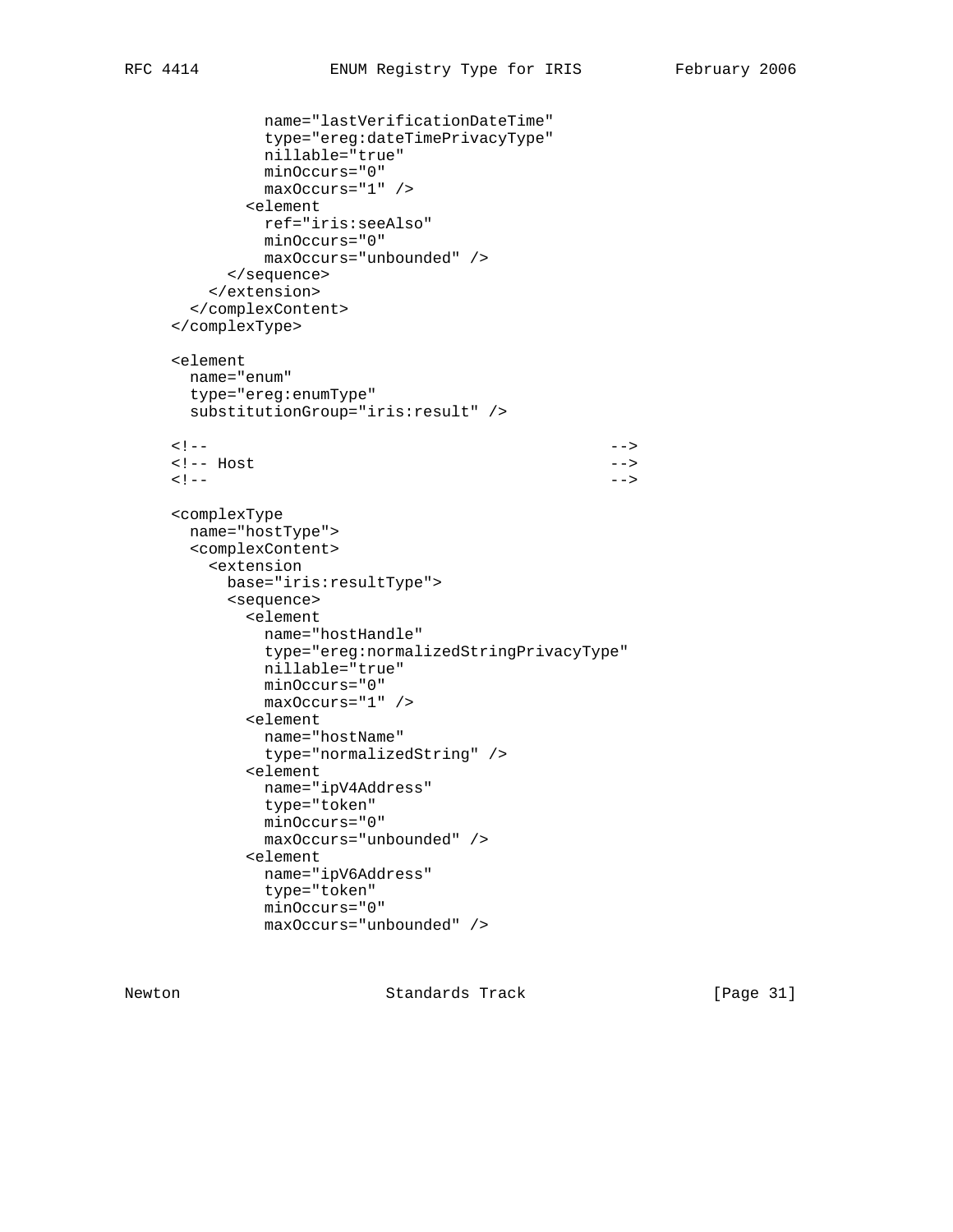```
           name="lastVerificationDateTime"
           type="ereg:dateTimePrivacyType"
           nillable="true"
           minOccurs="0"
           maxOccurs="1" />
         <element
           ref="iris:seeAlso"
           minOccurs="0"
           maxOccurs="unbounded" />
       </sequence>
     </extension>
   </complexContent>
 </complexType>

 <element
   name="enum"
   type="ereg:enumType"
   substitutionGroup="iris:result" />

 <!--                                              -->
 <!-- Host                                         -->
 <!--                                              -->

 <complexType
   name="hostType">
   <complexContent>
     <extension
       base="iris:resultType">
       <sequence>
         <element
           name="hostHandle"
           type="ereg:normalizedStringPrivacyType"
           nillable="true"
           minOccurs="0"
           maxOccurs="1" />
         <element
           name="hostName"
           type="normalizedString" />
         <element
           name="ipV4Address"
           type="token"
           minOccurs="0"
           maxOccurs="unbounded" />
         <element
           name="ipV6Address"
           type="token"
           minOccurs="0"
           maxOccurs="unbounded" />
```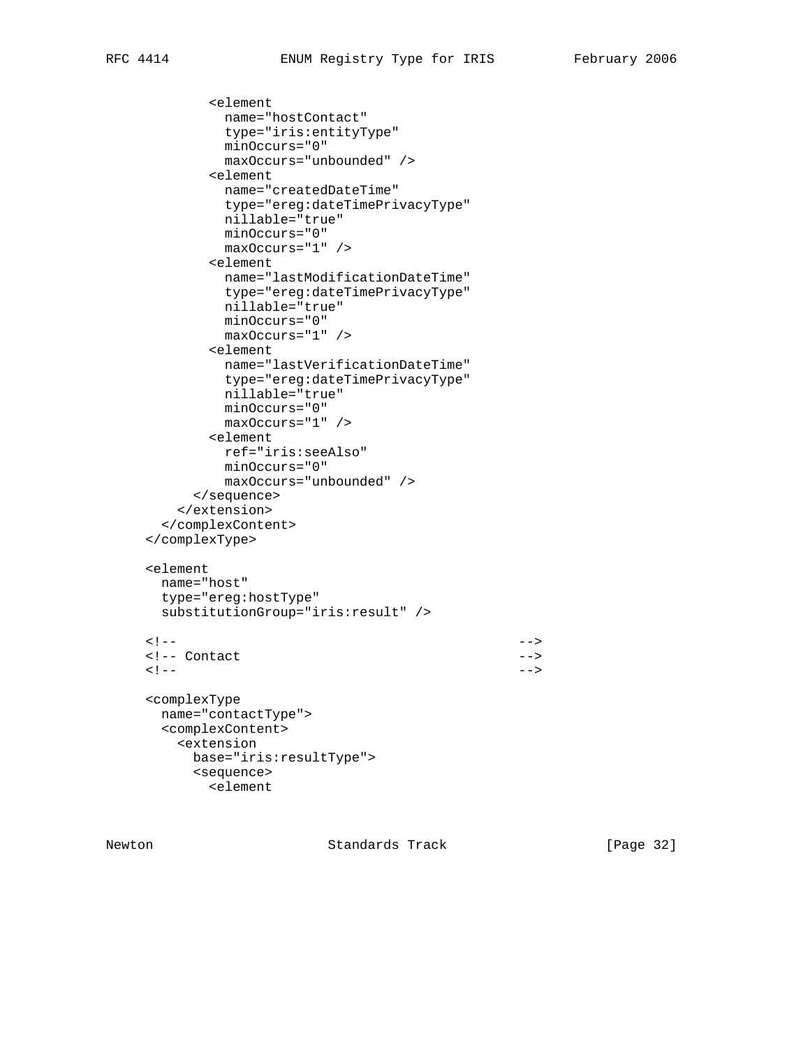```
          <element
            name="hostContact"
            type="iris:entityType"
            minOccurs="0"
            maxOccurs="unbounded" />
          <element
            name="createdDateTime"
            type="ereg:dateTimePrivacyType"
            nillable="true"
            minOccurs="0"
            maxOccurs="1" />
          <element
            name="lastModificationDateTime"
            type="ereg:dateTimePrivacyType"
            nillable="true"
            minOccurs="0"
            maxOccurs="1" />
          <element
            name="lastVerificationDateTime"
            type="ereg:dateTimePrivacyType"
            nillable="true"
            minOccurs="0"
            maxOccurs="1" />
          <element
            ref="iris:seeAlso"
            minOccurs="0"
            maxOccurs="unbounded" />
        </sequence>
      </extension>
    </complexContent>
  </complexType>

  <element
    name="host"
    type="ereg:hostType"
    substitutionGroup="iris:result" />

  <!--                                           -->
  <!-- Contact                                   -->
  <!--                                           -->

  <complexType
    name="contactType">
    <complexContent>
      <extension
        base="iris:resultType">
        <sequence>
          <element
```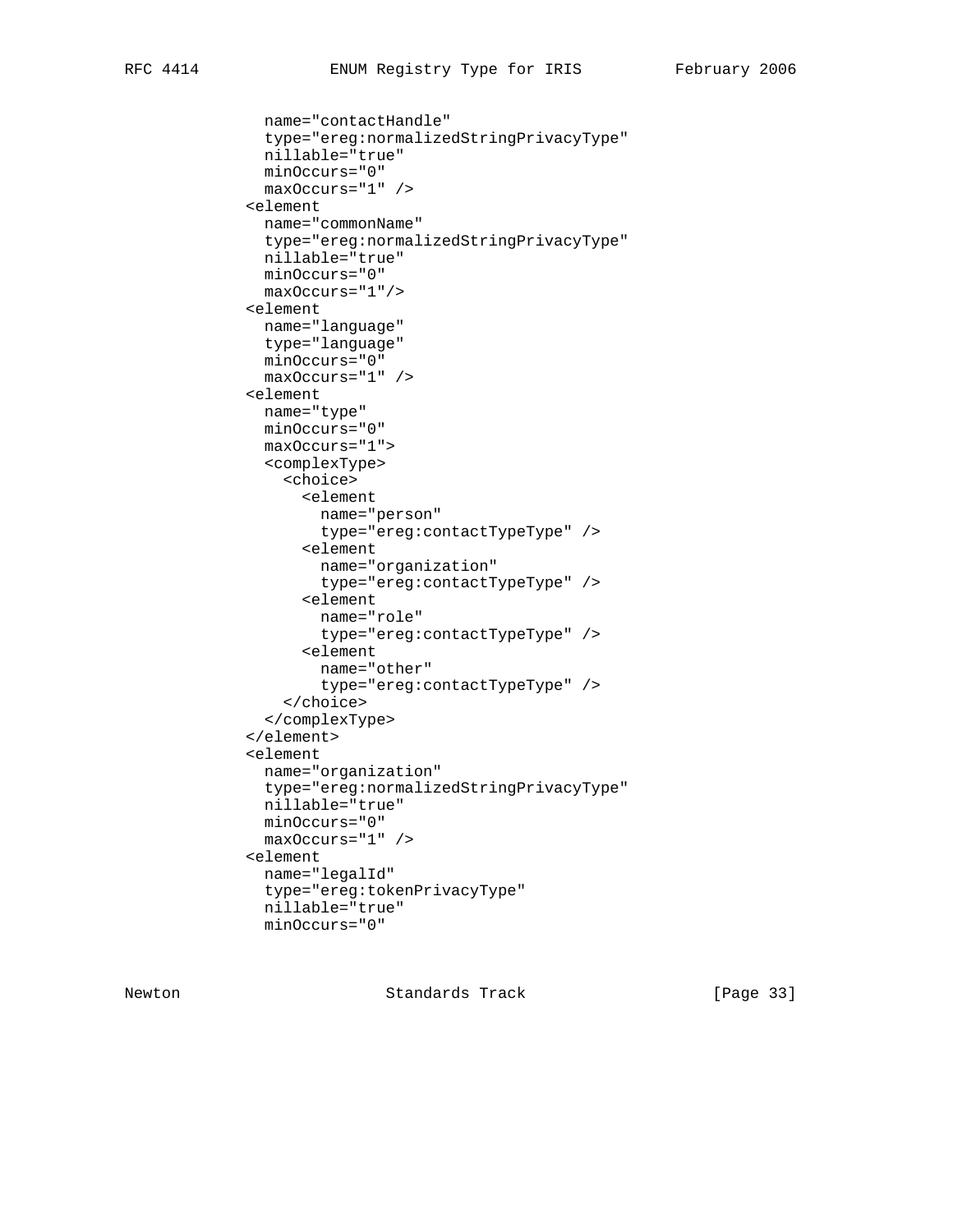```
             name="contactHandle"
             type="ereg:normalizedStringPrivacyType"
             nillable="true"
             minOccurs="0"
             maxOccurs="1" />
           <element
             name="commonName"
             type="ereg:normalizedStringPrivacyType"
             nillable="true"
             minOccurs="0"
             maxOccurs="1"/>
           <element
             name="language"
             type="language"
             minOccurs="0"
             maxOccurs="1" />
           <element
             name="type"
             minOccurs="0"
             maxOccurs="1">
             <complexType>
               <choice>
                 <element
                   name="person"
                   type="ereg:contactTypeType" />
                 <element
                   name="organization"
                   type="ereg:contactTypeType" />
                 <element
                   name="role"
                   type="ereg:contactTypeType" />
                 <element
                   name="other"
                   type="ereg:contactTypeType" />
               </choice>
             </complexType>
           </element>
           <element
             name="organization"
             type="ereg:normalizedStringPrivacyType"
             nillable="true"
             minOccurs="0"
             maxOccurs="1" />
           <element
             name="legalId"
             type="ereg:tokenPrivacyType"
             nillable="true"
             minOccurs="0"
```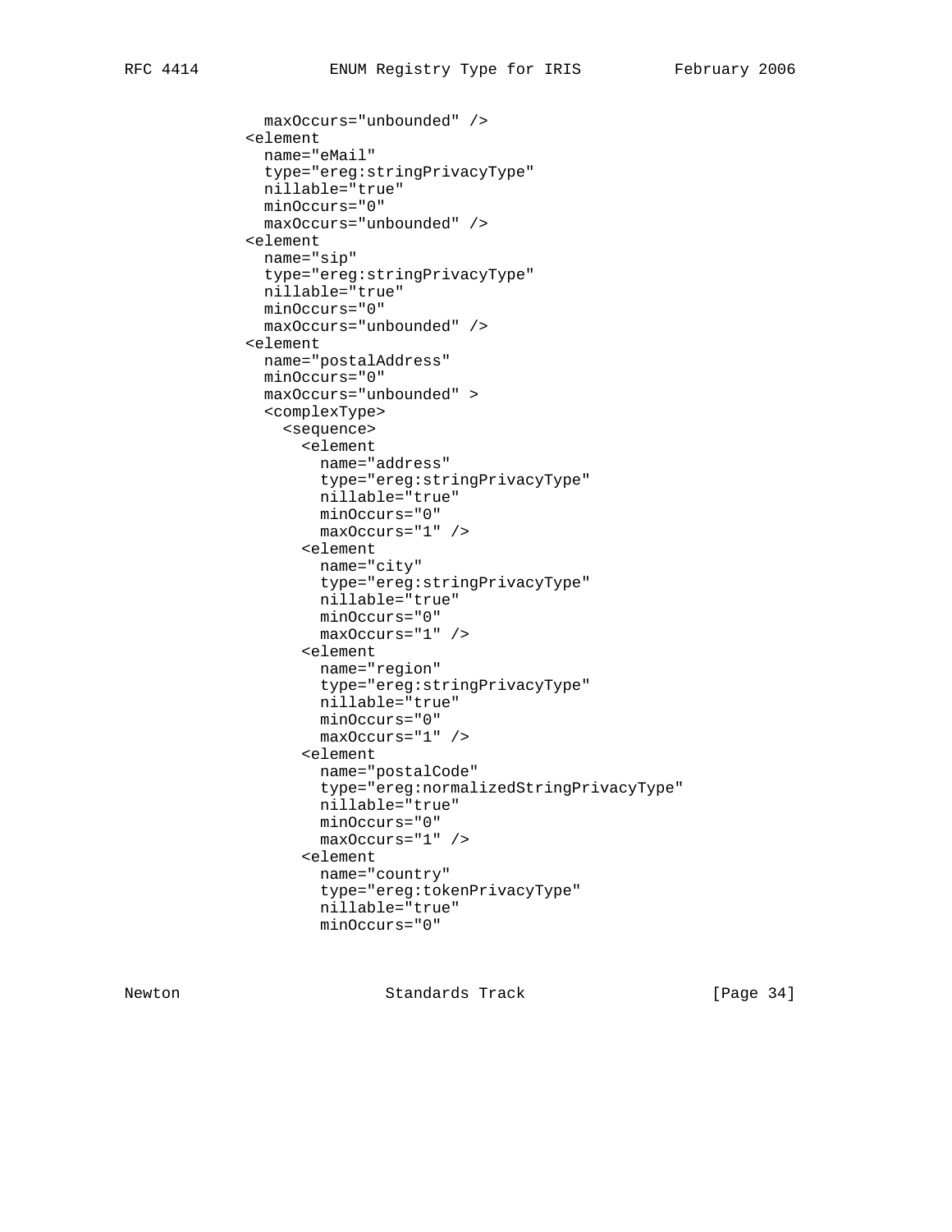```
              maxOccurs="unbounded" />
            <element
              name="eMail"
              type="ereg:stringPrivacyType"
              nillable="true"
              minOccurs="0"
              maxOccurs="unbounded" />
            <element
              name="sip"
              type="ereg:stringPrivacyType"
              nillable="true"
              minOccurs="0"
              maxOccurs="unbounded" />
            <element
              name="postalAddress"
              minOccurs="0"
              maxOccurs="unbounded" >
              <complexType>
                <sequence>
                  <element
                    name="address"
                    type="ereg:stringPrivacyType"
                    nillable="true"
                    minOccurs="0"
                    maxOccurs="1" />
                  <element
                    name="city"
                    type="ereg:stringPrivacyType"
                    nillable="true"
                    minOccurs="0"
                    maxOccurs="1" />
                  <element
                    name="region"
                    type="ereg:stringPrivacyType"
                    nillable="true"
                    minOccurs="0"
                    maxOccurs="1" />
                  <element
                    name="postalCode"
                    type="ereg:normalizedStringPrivacyType"
                    nillable="true"
                    minOccurs="0"
                    maxOccurs="1" />
                  <element
                    name="country"
                    type="ereg:tokenPrivacyType"
                    nillable="true"
                    minOccurs="0"
```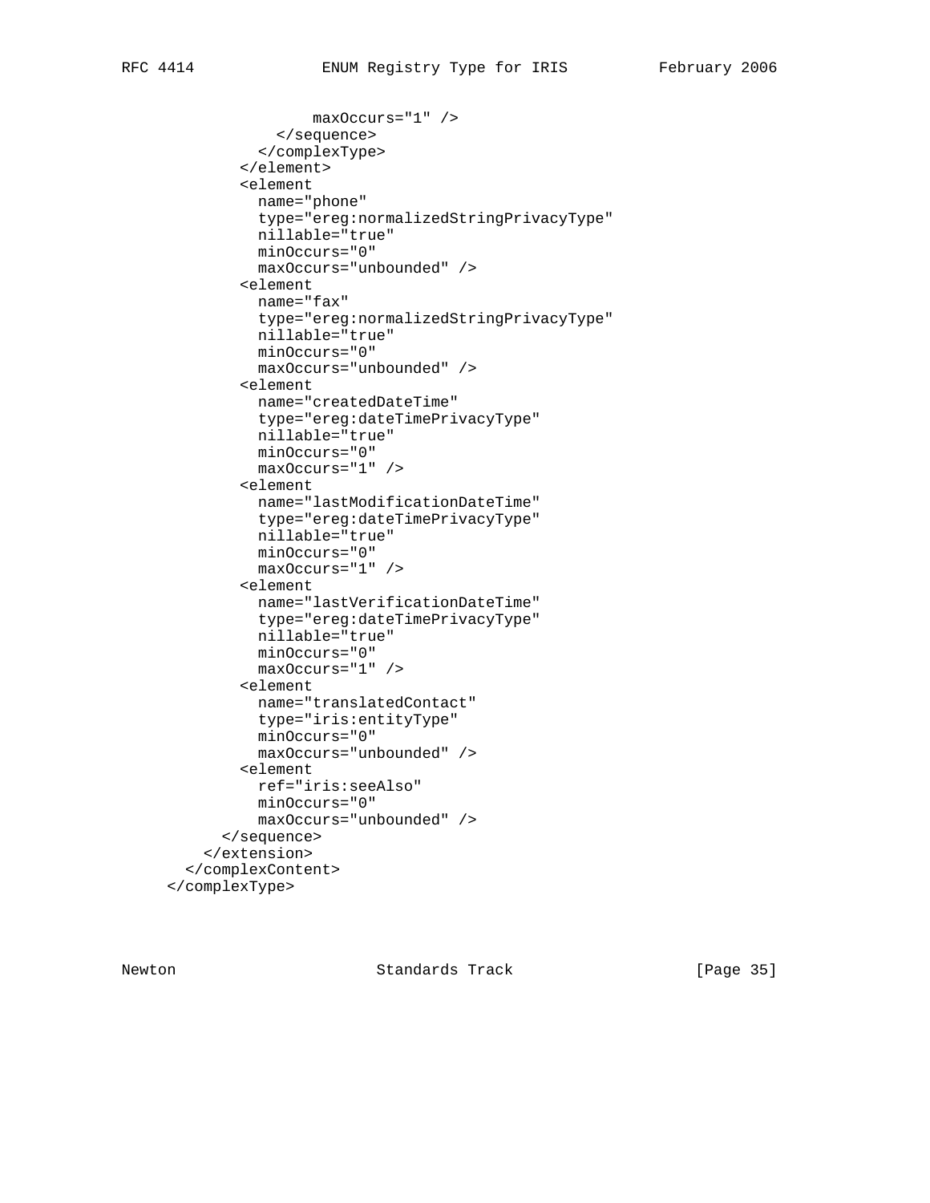```
                 maxOccurs="1" />
             </sequence>
           </complexType>
         </element>
         <element
           name="phone"
           type="ereg:normalizedStringPrivacyType"
           nillable="true"
           minOccurs="0"
           maxOccurs="unbounded" />
         <element
           name="fax"
           type="ereg:normalizedStringPrivacyType"
           nillable="true"
           minOccurs="0"
           maxOccurs="unbounded" />
         <element
           name="createdDateTime"
           type="ereg:dateTimePrivacyType"
           nillable="true"
           minOccurs="0"
           maxOccurs="1" />
         <element
           name="lastModificationDateTime"
           type="ereg:dateTimePrivacyType"
           nillable="true"
           minOccurs="0"
           maxOccurs="1" />
         <element
           name="lastVerificationDateTime"
           type="ereg:dateTimePrivacyType"
           nillable="true"
           minOccurs="0"
           maxOccurs="1" />
         <element
           name="translatedContact"
           type="iris:entityType"
           minOccurs="0"
           maxOccurs="unbounded" />
         <element
           ref="iris:seeAlso"
           minOccurs="0"
           maxOccurs="unbounded" />
       </sequence>
     </extension>
   </complexContent>
 </complexType>
```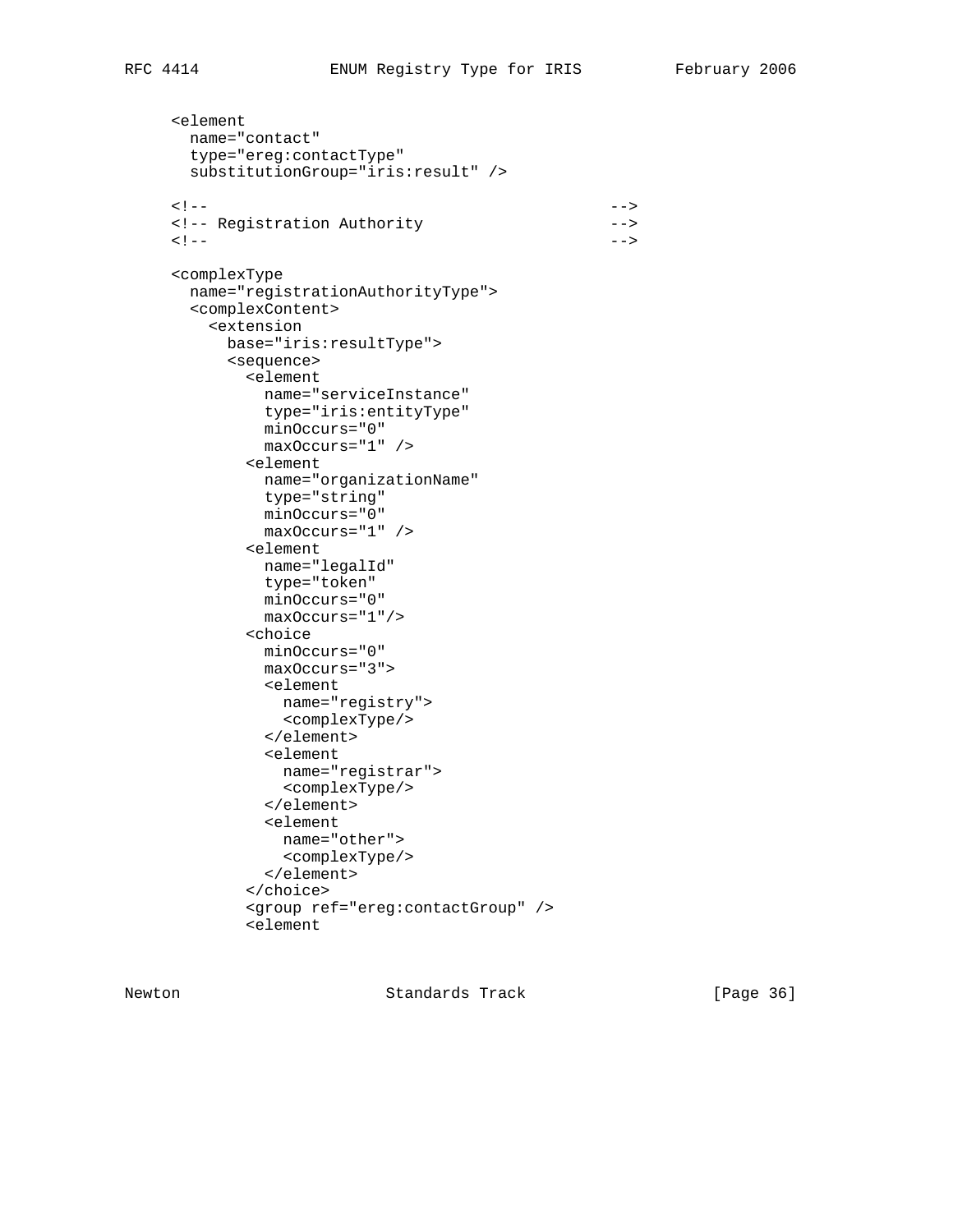```
   <element
     name="contact"
     type="ereg:contactType"
     substitutionGroup="iris:result" />

   <!--                                           -->
   <!-- Registration Authority                    -->
   <!--                                           -->

   <complexType
     name="registrationAuthorityType">
     <complexContent>
       <extension
         base="iris:resultType">
         <sequence>
           <element
             name="serviceInstance"
             type="iris:entityType"
             minOccurs="0"
             maxOccurs="1" />
           <element
             name="organizationName"
             type="string"
             minOccurs="0"
             maxOccurs="1" />
           <element
             name="legalId"
             type="token"
             minOccurs="0"
             maxOccurs="1"/>
           <choice
             minOccurs="0"
             maxOccurs="3">
             <element
               name="registry">
               <complexType/>
             </element>
             <element
               name="registrar">
               <complexType/>
             </element>
             <element
               name="other">
               <complexType/>
             </element>
           </choice>
           <group ref="ereg:contactGroup" />
           <element
```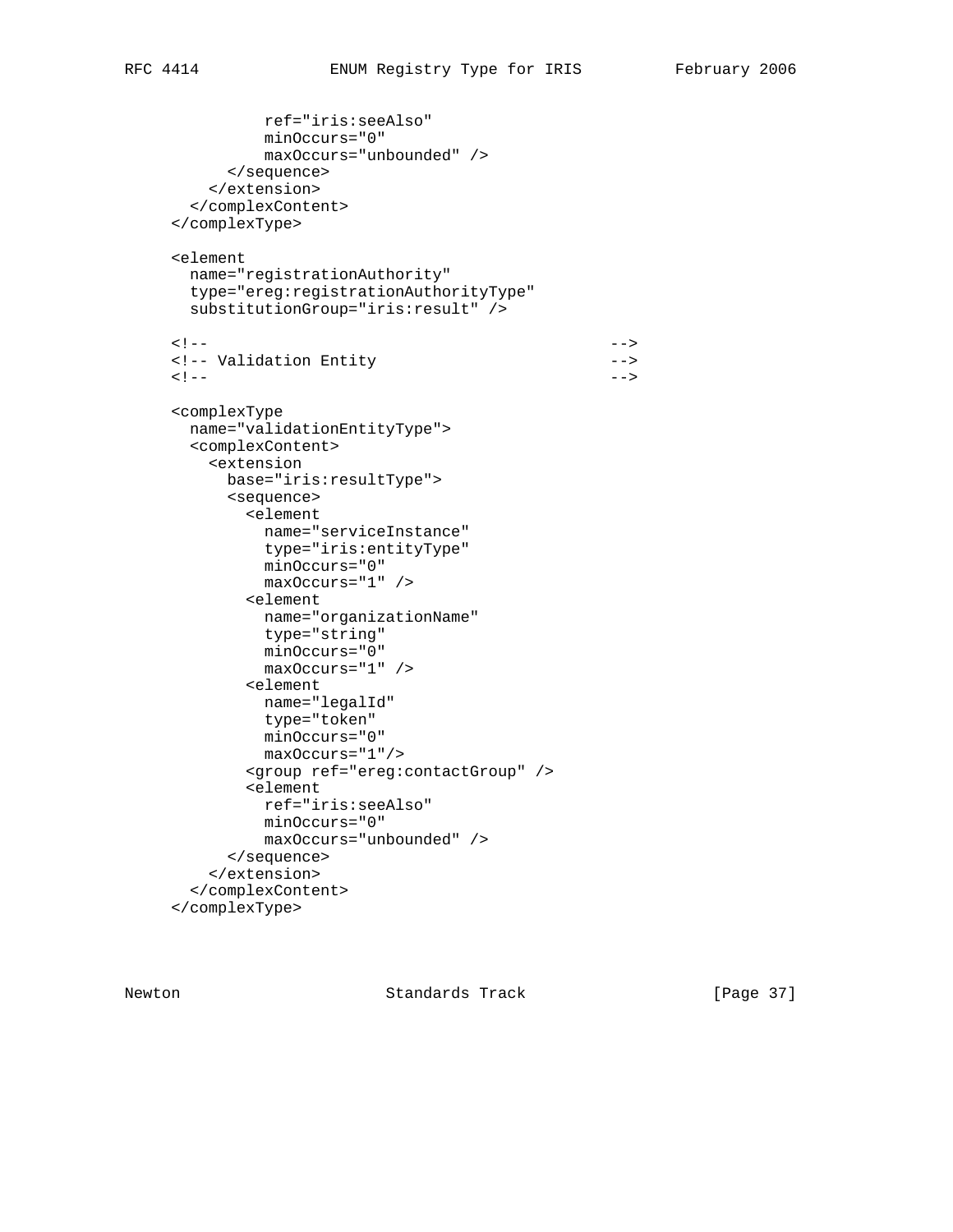```
             ref="iris:seeAlso"
             minOccurs="0"
             maxOccurs="unbounded" />
         </sequence>
       </extension>
     </complexContent>
   </complexType>

   <element
     name="registrationAuthority"
     type="ereg:registrationAuthorityType"
     substitutionGroup="iris:result" />

   <!--                                         -->
   <!-- Validation Entity                       -->
   <!--                                         -->

   <complexType
     name="validationEntityType">
     <complexContent>
       <extension
         base="iris:resultType">
         <sequence>
           <element
             name="serviceInstance"
             type="iris:entityType"
             minOccurs="0"
             maxOccurs="1" />
           <element
             name="organizationName"
             type="string"
             minOccurs="0"
             maxOccurs="1" />
           <element
             name="legalId"
             type="token"
             minOccurs="0"
             maxOccurs="1"/>
           <group ref="ereg:contactGroup" />
           <element
             ref="iris:seeAlso"
             minOccurs="0"
             maxOccurs="unbounded" />
         </sequence>
       </extension>
     </complexContent>
   </complexType>
```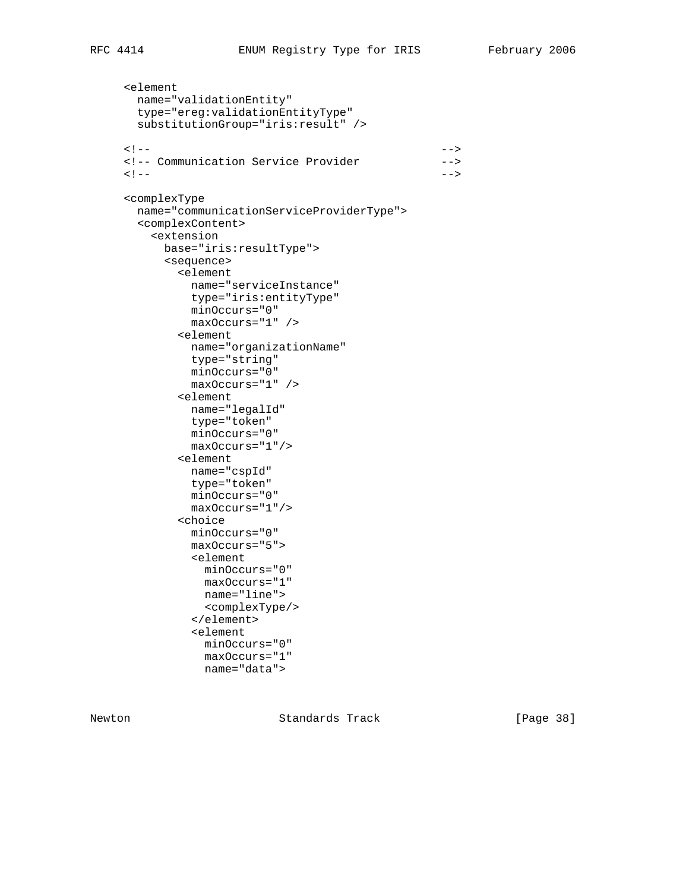```
   <element
     name="validationEntity"
     type="ereg:validationEntityType"
     substitutionGroup="iris:result" />

   <!--                                          -->
   <!-- Communication Service Provider           -->
   <!--                                          -->

   <complexType
     name="communicationServiceProviderType">
     <complexContent>
       <extension
         base="iris:resultType">
         <sequence>
           <element
             name="serviceInstance"
             type="iris:entityType"
             minOccurs="0"
             maxOccurs="1" />
           <element
             name="organizationName"
             type="string"
             minOccurs="0"
             maxOccurs="1" />
           <element
             name="legalId"
             type="token"
             minOccurs="0"
             maxOccurs="1"/>
           <element
             name="cspId"
             type="token"
             minOccurs="0"
             maxOccurs="1"/>
           <choice
             minOccurs="0"
             maxOccurs="5">
             <element
               minOccurs="0"
               maxOccurs="1"
               name="line">
               <complexType/>
             </element>
             <element
               minOccurs="0"
               maxOccurs="1"
               name="data">
```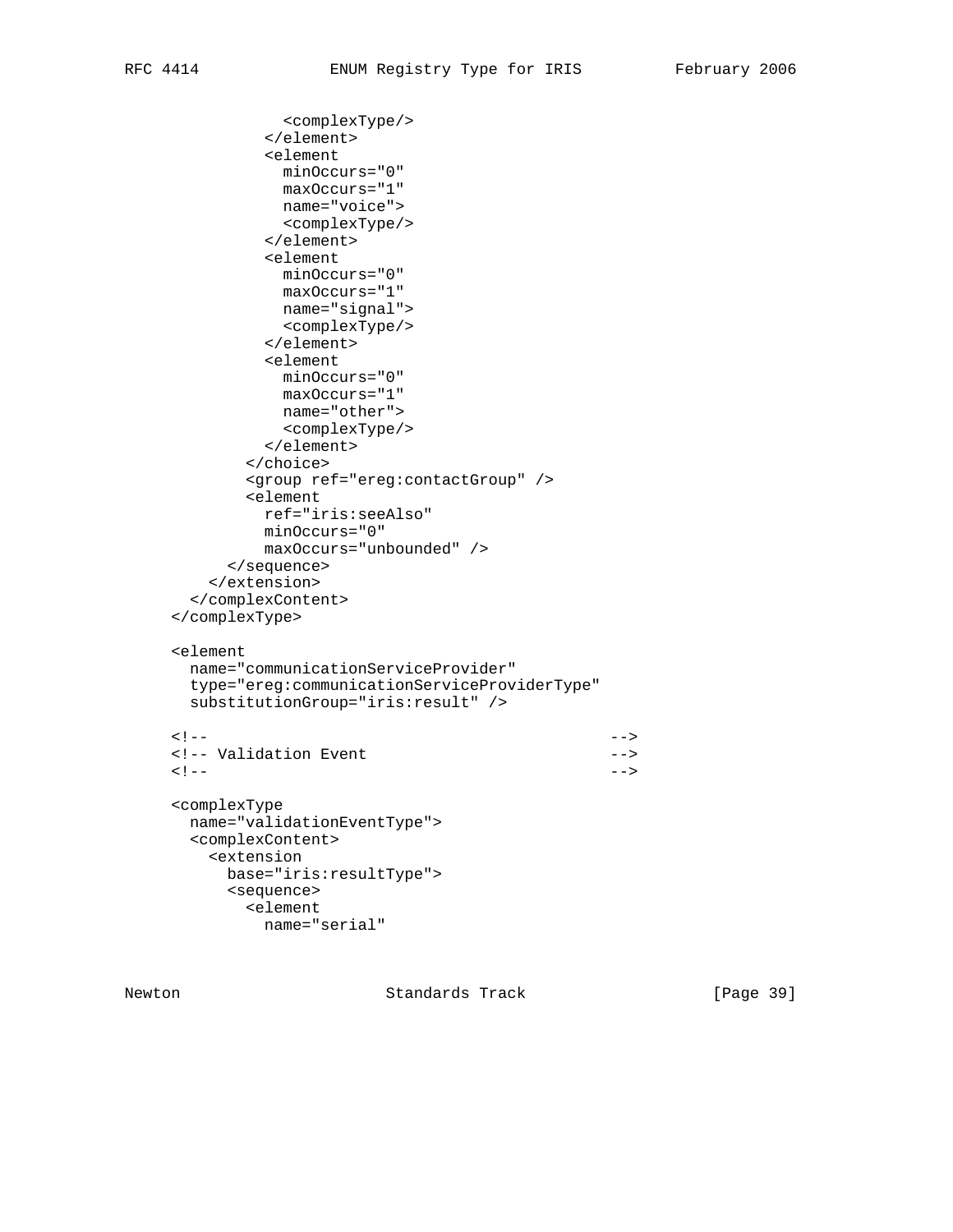```
              <complexType/>
            </element>
            <element
              minOccurs="0"
              maxOccurs="1"
              name="voice">
              <complexType/>
            </element>
            <element
              minOccurs="0"
              maxOccurs="1"
              name="signal">
              <complexType/>
            </element>
            <element
              minOccurs="0"
              maxOccurs="1"
              name="other">
              <complexType/>
            </element>
          </choice>
          <group ref="ereg:contactGroup" />
          <element
            ref="iris:seeAlso"
            minOccurs="0"
            maxOccurs="unbounded" />
        </sequence>
      </extension>
    </complexContent>
  </complexType>

  <element
    name="communicationServiceProvider"
    type="ereg:communicationServiceProviderType"
    substitutionGroup="iris:result" />

  <!--                                              -->
  <!-- Validation Event                             -->
  <!--                                              -->

  <complexType
    name="validationEventType">
    <complexContent>
      <extension
        base="iris:resultType">
        <sequence>
          <element
            name="serial"
```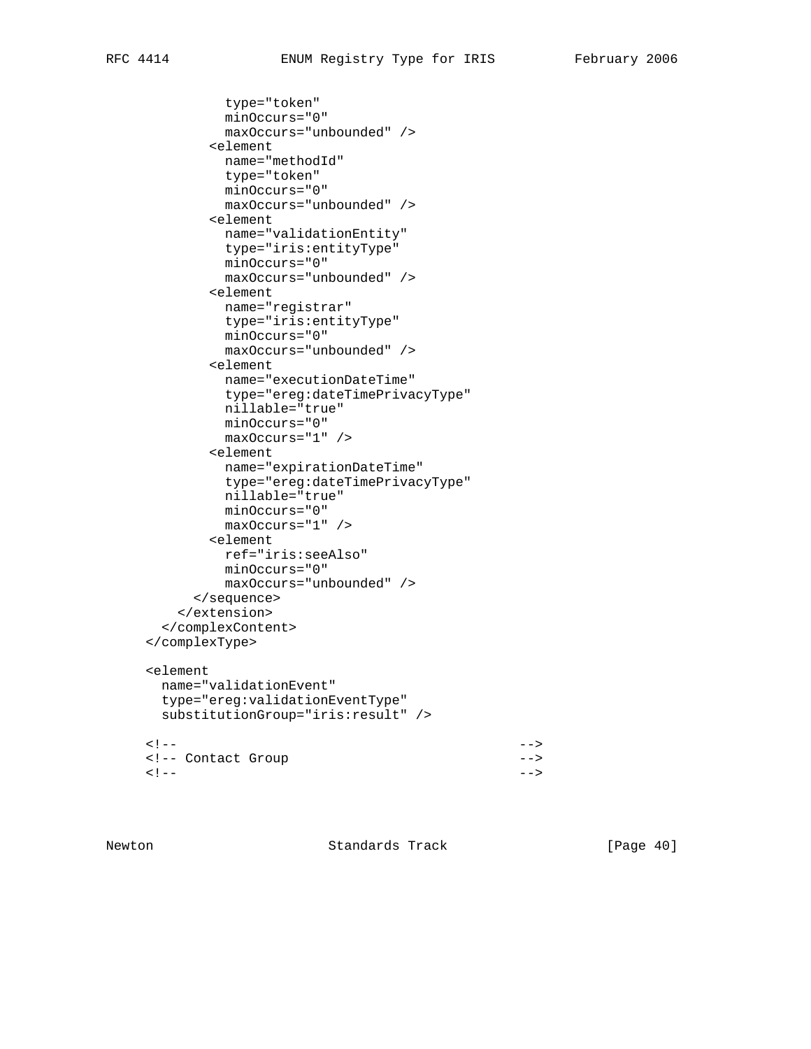```
            type="token"
            minOccurs="0"
            maxOccurs="unbounded" />
          <element
            name="methodId"
            type="token"
            minOccurs="0"
            maxOccurs="unbounded" />
          <element
            name="validationEntity"
            type="iris:entityType"
            minOccurs="0"
            maxOccurs="unbounded" />
          <element
            name="registrar"
            type="iris:entityType"
            minOccurs="0"
            maxOccurs="unbounded" />
          <element
            name="executionDateTime"
            type="ereg:dateTimePrivacyType"
            nillable="true"
            minOccurs="0"
            maxOccurs="1" />
          <element
            name="expirationDateTime"
            type="ereg:dateTimePrivacyType"
            nillable="true"
            minOccurs="0"
            maxOccurs="1" />
          <element
            ref="iris:seeAlso"
            minOccurs="0"
            maxOccurs="unbounded" />
        </sequence>
      </extension>
    </complexContent>
  </complexType>

  <element
    name="validationEvent"
    type="ereg:validationEventType"
    substitutionGroup="iris:result" />

  <!--                                              -->
  <!-- Contact Group                                -->
  <!--                                              -->
```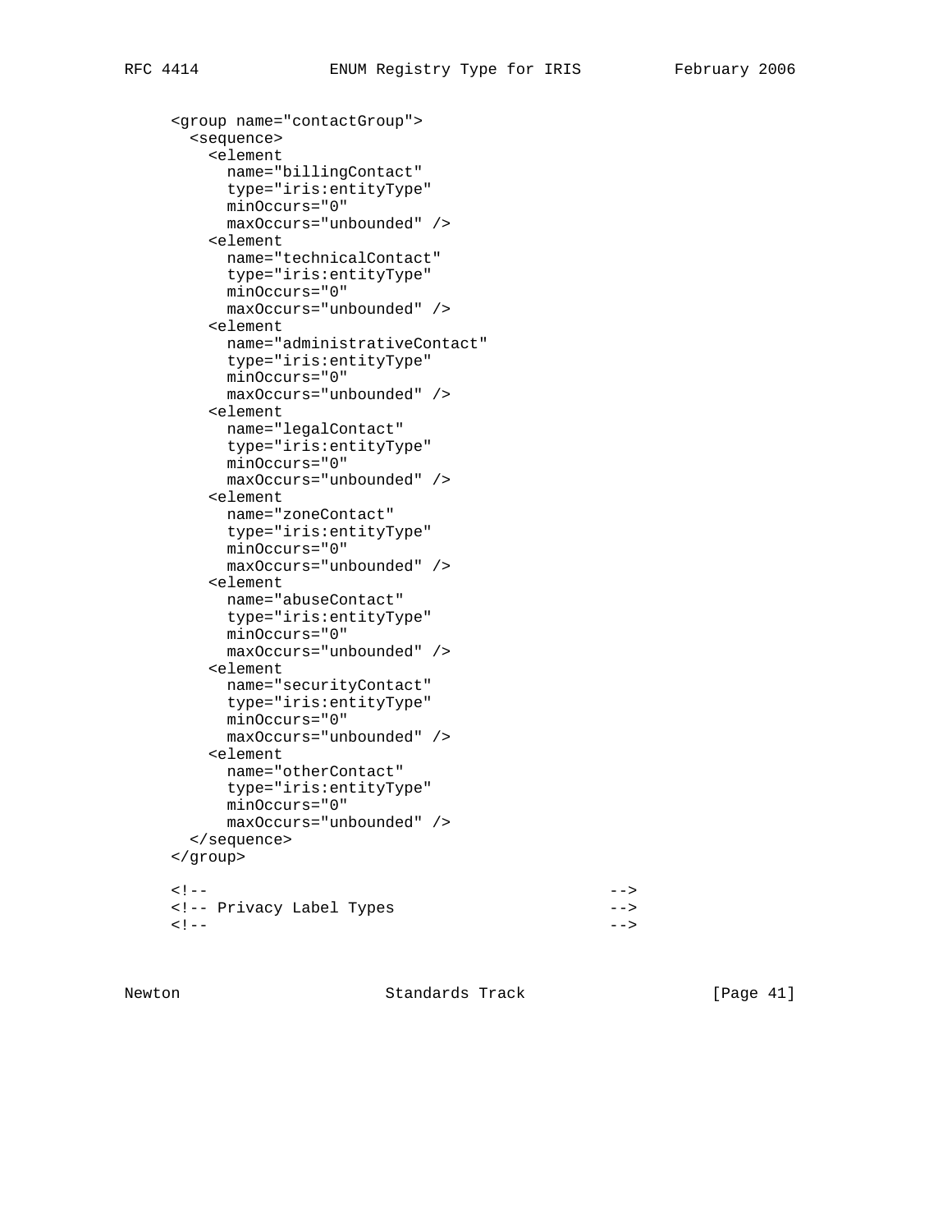```
<group name="contactGroup">
  <sequence>
    <element
      name="billingContact"
      type="iris:entityType"
      minOccurs="0"
      maxOccurs="unbounded" />
    <element
      name="technicalContact"
      type="iris:entityType"
      minOccurs="0"
      maxOccurs="unbounded" />
    <element
      name="administrativeContact"
      type="iris:entityType"
      minOccurs="0"
      maxOccurs="unbounded" />
    <element
      name="legalContact"
      type="iris:entityType"
      minOccurs="0"
      maxOccurs="unbounded" />
    <element
      name="zoneContact"
      type="iris:entityType"
      minOccurs="0"
      maxOccurs="unbounded" />
    <element
      name="abuseContact"
      type="iris:entityType"
      minOccurs="0"
      maxOccurs="unbounded" />
    <element
      name="securityContact"
      type="iris:entityType"
      minOccurs="0"
      maxOccurs="unbounded" />
    <element
      name="otherContact"
      type="iris:entityType"
      minOccurs="0"
      maxOccurs="unbounded" />
  </sequence>
</group>

<!--                                            -->
<!-- Privacy Label Types                        -->
<!--                                            -->
```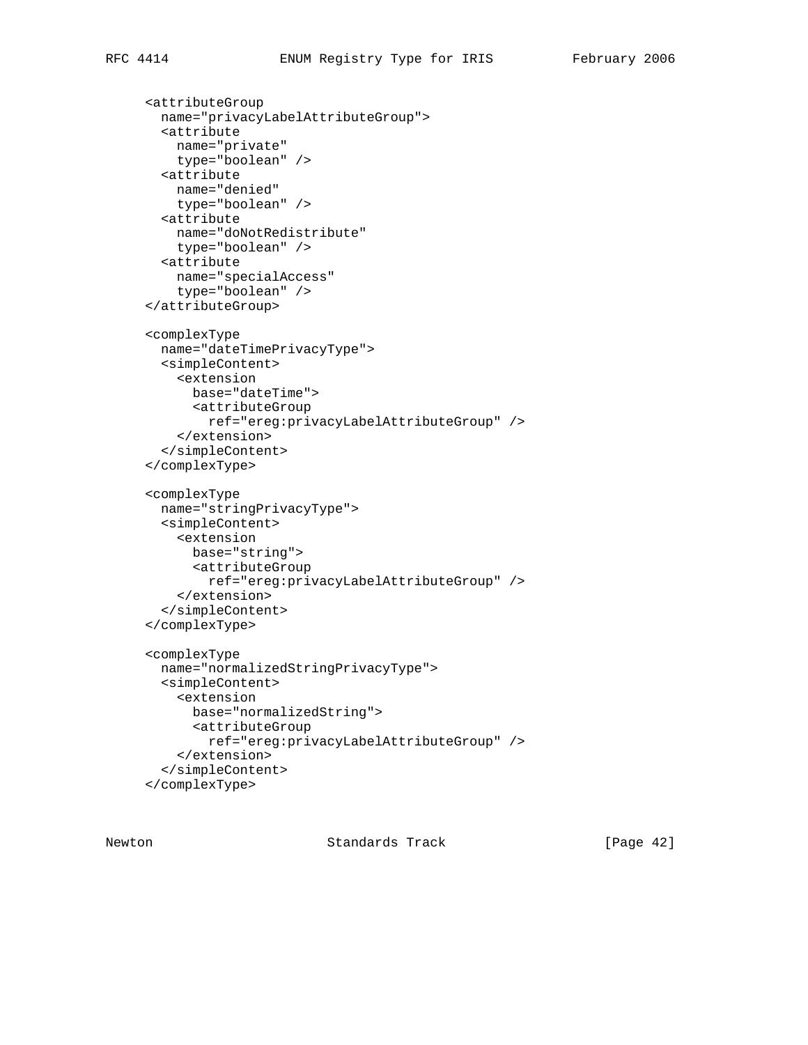```
<attributeGroup
  name="privacyLabelAttributeGroup">
  <attribute
    name="private"
    type="boolean" />
  <attribute
    name="denied"
    type="boolean" />
  <attribute
    name="doNotRedistribute"
    type="boolean" />
  <attribute
    name="specialAccess"
    type="boolean" />
</attributeGroup>

<complexType
  name="dateTimePrivacyType">
  <simpleContent>
    <extension
      base="dateTime">
      <attributeGroup
        ref="ereg:privacyLabelAttributeGroup" />
    </extension>
  </simpleContent>
</complexType>

<complexType
  name="stringPrivacyType">
  <simpleContent>
    <extension
      base="string">
      <attributeGroup
        ref="ereg:privacyLabelAttributeGroup" />
    </extension>
  </simpleContent>
</complexType>

<complexType
  name="normalizedStringPrivacyType">
  <simpleContent>
    <extension
      base="normalizedString">
      <attributeGroup
        ref="ereg:privacyLabelAttributeGroup" />
    </extension>
  </simpleContent>
</complexType>
```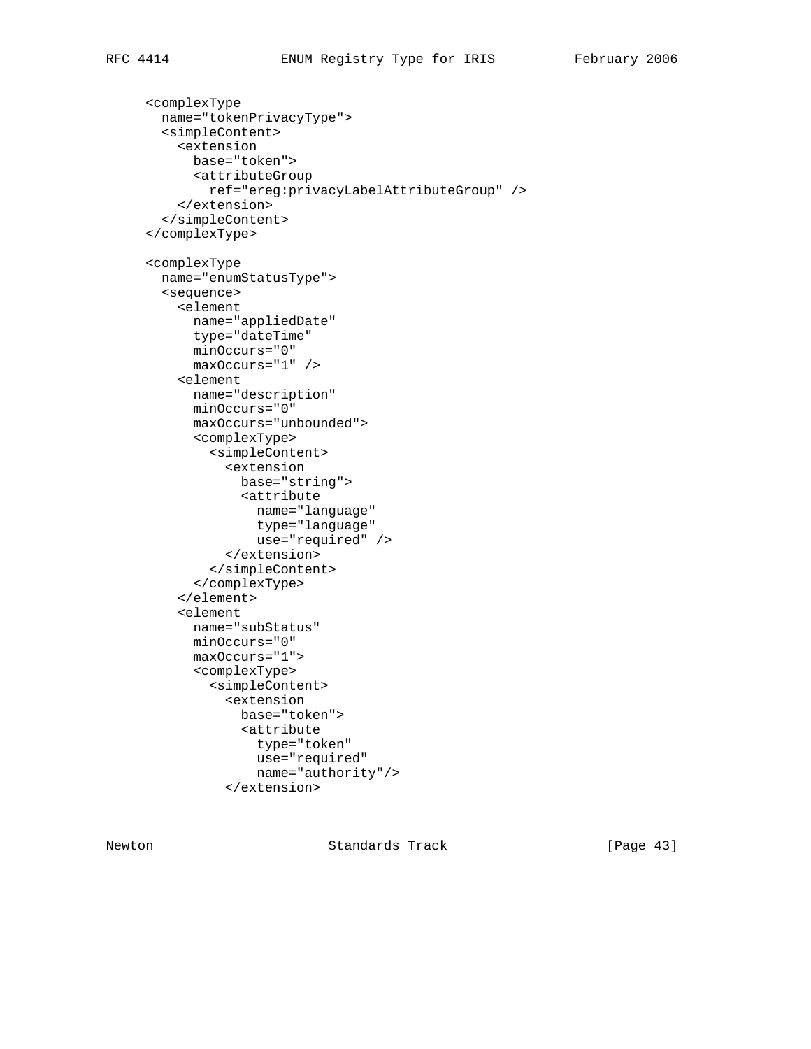```
   <complexType
     name="tokenPrivacyType">
     <simpleContent>
       <extension
         base="token">
         <attributeGroup
           ref="ereg:privacyLabelAttributeGroup" />
       </extension>
     </simpleContent>
   </complexType>

   <complexType
     name="enumStatusType">
     <sequence>
       <element
         name="appliedDate"
         type="dateTime"
         minOccurs="0"
         maxOccurs="1" />
       <element
         name="description"
         minOccurs="0"
         maxOccurs="unbounded">
         <complexType>
           <simpleContent>
             <extension
               base="string">
               <attribute
                 name="language"
                 type="language"
                 use="required" />
             </extension>
           </simpleContent>
         </complexType>
       </element>
       <element
         name="subStatus"
         minOccurs="0"
         maxOccurs="1">
         <complexType>
           <simpleContent>
             <extension
               base="token">
               <attribute
                 type="token"
                 use="required"
                 name="authority"/>
             </extension>
```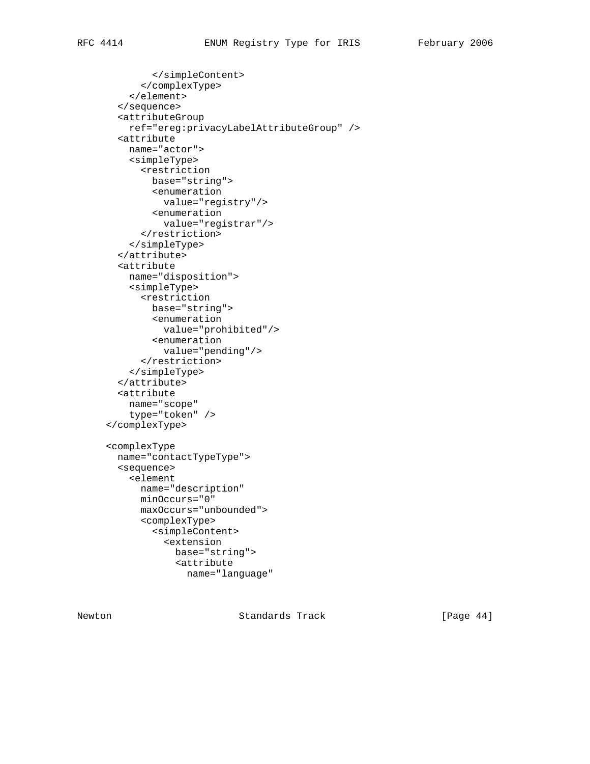```
          </simpleContent>
        </complexType>
      </element>
    </sequence>
    <attributeGroup
      ref="ereg:privacyLabelAttributeGroup" />
    <attribute
      name="actor">
      <simpleType>
        <restriction
          base="string">
          <enumeration
            value="registry"/>
          <enumeration
            value="registrar"/>
        </restriction>
      </simpleType>
    </attribute>
    <attribute
      name="disposition">
      <simpleType>
        <restriction
          base="string">
          <enumeration
            value="prohibited"/>
          <enumeration
            value="pending"/>
        </restriction>
      </simpleType>
    </attribute>
    <attribute
      name="scope"
      type="token" />
  </complexType>

  <complexType
    name="contactTypeType">
    <sequence>
      <element
        name="description"
        minOccurs="0"
        maxOccurs="unbounded">
        <complexType>
          <simpleContent>
            <extension
              base="string">
              <attribute
                name="language"
```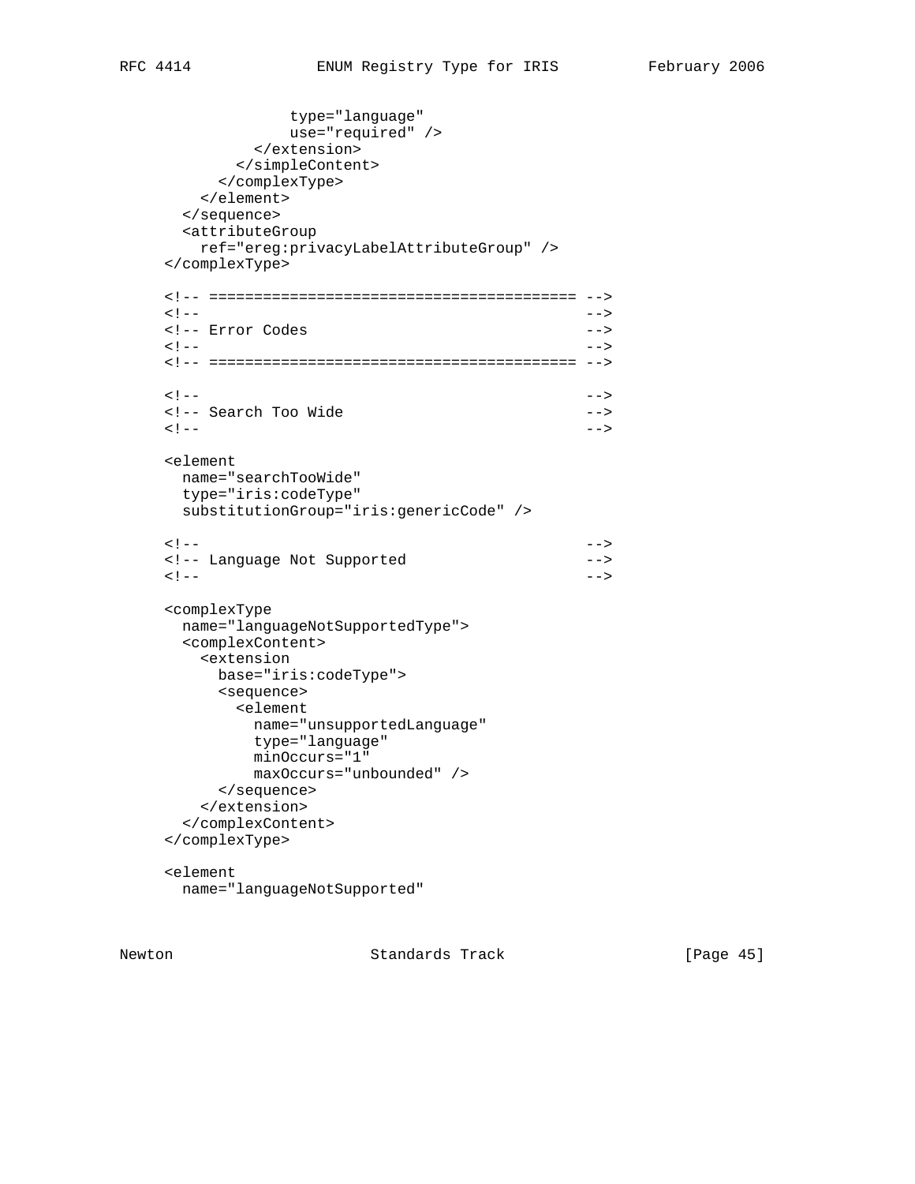```
                type="language"
                use="required" />
            </extension>
          </simpleContent>
        </complexType>
      </element>
    </sequence>
    <attributeGroup
      ref="ereg:privacyLabelAttributeGroup" />
  </complexType>

  <!-- ========================================= -->
  <!--                                           -->
  <!-- Error Codes                               -->
  <!--                                           -->
  <!-- ========================================= -->

  <!--                                           -->
  <!-- Search Too Wide                           -->
  <!--                                           -->

  <element
    name="searchTooWide"
    type="iris:codeType"
    substitutionGroup="iris:genericCode" />

  <!--                                           -->
  <!-- Language Not Supported                    -->
  <!--                                           -->

  <complexType
    name="languageNotSupportedType">
    <complexContent>
      <extension
        base="iris:codeType">
        <sequence>
          <element
            name="unsupportedLanguage"
            type="language"
            minOccurs="1"
            maxOccurs="unbounded" />
        </sequence>
      </extension>
    </complexContent>
  </complexType>

  <element
    name="languageNotSupported"
```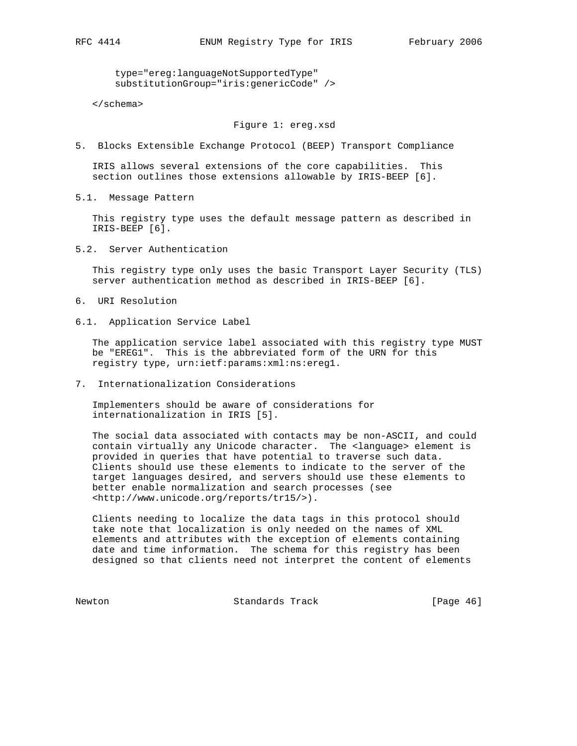```
       type="ereg:languageNotSupportedType"
       substitutionGroup="iris:genericCode" />

   </schema>
```

Figure 1: ereg.xsd

## 5. Blocks Extensible Exchange Protocol (BEEP) Transport Compliance

IRIS allows several extensions of the core capabilities. This section outlines those extensions allowable by IRIS-BEEP [6].

### 5.1. Message Pattern

This registry type uses the default message pattern as described in IRIS-BEEP [6].

### 5.2. Server Authentication

This registry type only uses the basic Transport Layer Security (TLS) server authentication method as described in IRIS-BEEP [6].

## 6. URI Resolution

### 6.1. Application Service Label

The application service label associated with this registry type MUST be "EREG1". This is the abbreviated form of the URN for this registry type, urn:ietf:params:xml:ns:ereg1.

## 7. Internationalization Considerations

Implementers should be aware of considerations for internationalization in IRIS [5].

The social data associated with contacts may be non-ASCII, and could contain virtually any Unicode character. The <language> element is provided in queries that have potential to traverse such data. Clients should use these elements to indicate to the server of the target languages desired, and servers should use these elements to better enable normalization and search processes (see <http://www.unicode.org/reports/tr15/>).

Clients needing to localize the data tags in this protocol should take note that localization is only needed on the names of XML elements and attributes with the exception of elements containing date and time information. The schema for this registry has been designed so that clients need not interpret the content of elements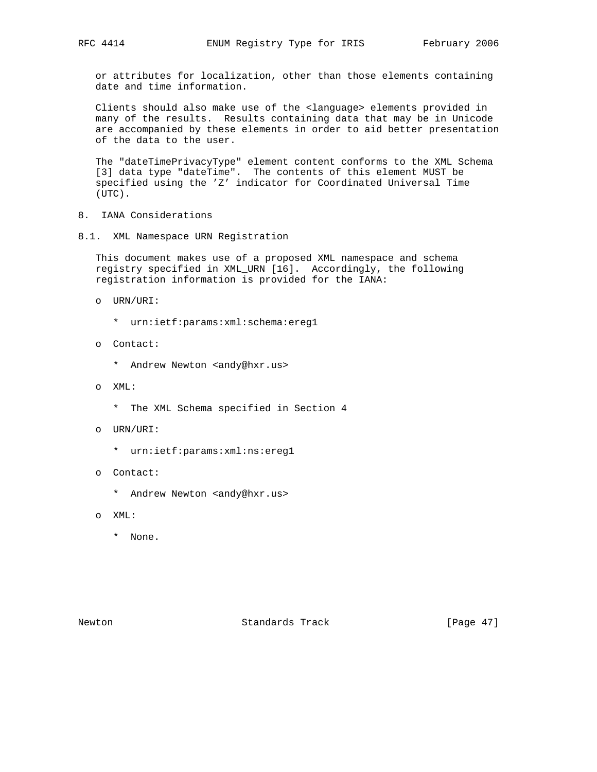or attributes for localization, other than those elements containing date and time information.

Clients should also make use of the <language> elements provided in many of the results. Results containing data that may be in Unicode are accompanied by these elements in order to aid better presentation of the data to the user.

The "dateTimePrivacyType" element content conforms to the XML Schema [3] data type "dateTime". The contents of this element MUST be specified using the 'Z' indicator for Coordinated Universal Time (UTC).

## 8. IANA Considerations

### 8.1. XML Namespace URN Registration

This document makes use of a proposed XML namespace and schema registry specified in XML_URN [16]. Accordingly, the following registration information is provided for the IANA:

- URN/URI:
  - urn:ietf:params:xml:schema:ereg1
- Contact:
  - Andrew Newton <andy@hxr.us>
- XML:
  - The XML Schema specified in Section 4
- URN/URI:
  - urn:ietf:params:xml:ns:ereg1
- Contact:
  - Andrew Newton <andy@hxr.us>
- XML:
  - None.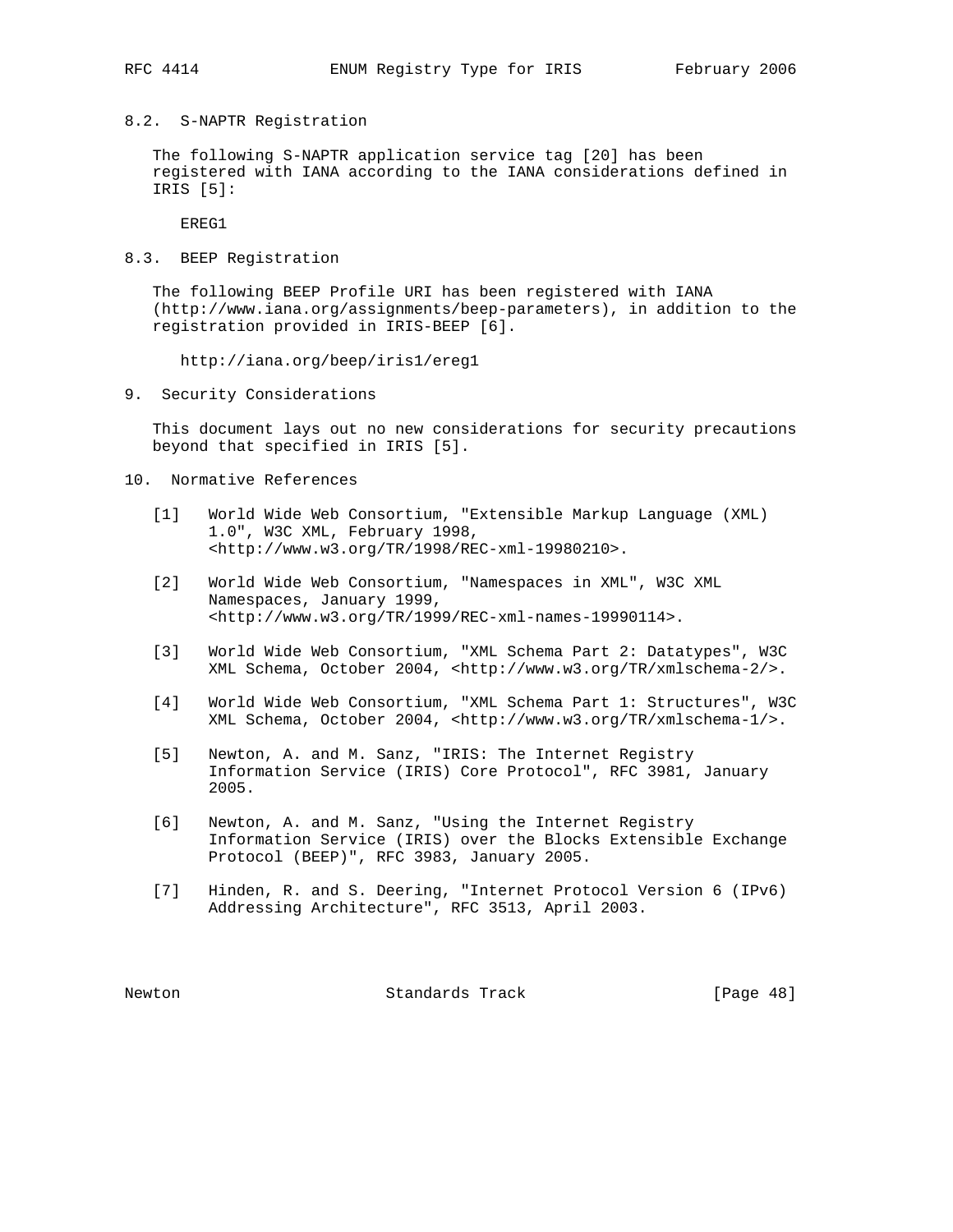### 8.2. S-NAPTR Registration

The following S-NAPTR application service tag [20] has been registered with IANA according to the IANA considerations defined in IRIS [5]:

EREG1

### 8.3. BEEP Registration

The following BEEP Profile URI has been registered with IANA (http://www.iana.org/assignments/beep-parameters), in addition to the registration provided in IRIS-BEEP [6].

http://iana.org/beep/iris1/ereg1

## 9. Security Considerations

This document lays out no new considerations for security precautions beyond that specified in IRIS [5].

## 10. Normative References

[1] World Wide Web Consortium, "Extensible Markup Language (XML) 1.0", W3C XML, February 1998, <http://www.w3.org/TR/1998/REC-xml-19980210>.

[2] World Wide Web Consortium, "Namespaces in XML", W3C XML Namespaces, January 1999, <http://www.w3.org/TR/1999/REC-xml-names-19990114>.

[3] World Wide Web Consortium, "XML Schema Part 2: Datatypes", W3C XML Schema, October 2004, <http://www.w3.org/TR/xmlschema-2/>.

[4] World Wide Web Consortium, "XML Schema Part 1: Structures", W3C XML Schema, October 2004, <http://www.w3.org/TR/xmlschema-1/>.

[5] Newton, A. and M. Sanz, "IRIS: The Internet Registry Information Service (IRIS) Core Protocol", RFC 3981, January 2005.

[6] Newton, A. and M. Sanz, "Using the Internet Registry Information Service (IRIS) over the Blocks Extensible Exchange Protocol (BEEP)", RFC 3983, January 2005.

[7] Hinden, R. and S. Deering, "Internet Protocol Version 6 (IPv6) Addressing Architecture", RFC 3513, April 2003.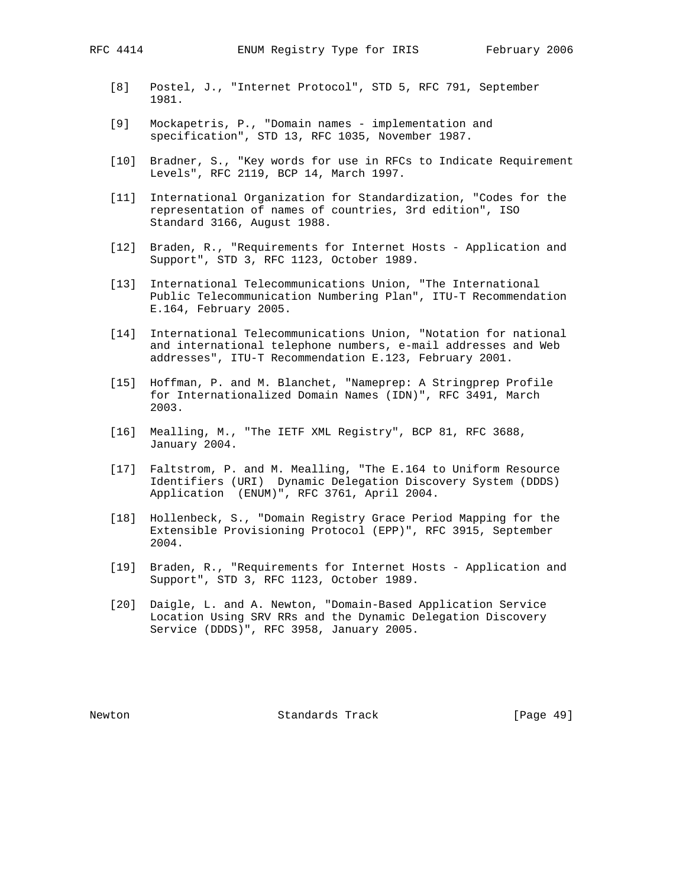[8] Postel, J., "Internet Protocol", STD 5, RFC 791, September 1981.

[9] Mockapetris, P., "Domain names - implementation and specification", STD 13, RFC 1035, November 1987.

[10] Bradner, S., "Key words for use in RFCs to Indicate Requirement Levels", RFC 2119, BCP 14, March 1997.

[11] International Organization for Standardization, "Codes for the representation of names of countries, 3rd edition", ISO Standard 3166, August 1988.

[12] Braden, R., "Requirements for Internet Hosts - Application and Support", STD 3, RFC 1123, October 1989.

[13] International Telecommunications Union, "The International Public Telecommunication Numbering Plan", ITU-T Recommendation E.164, February 2005.

[14] International Telecommunications Union, "Notation for national and international telephone numbers, e-mail addresses and Web addresses", ITU-T Recommendation E.123, February 2001.

[15] Hoffman, P. and M. Blanchet, "Nameprep: A Stringprep Profile for Internationalized Domain Names (IDN)", RFC 3491, March 2003.

[16] Mealling, M., "The IETF XML Registry", BCP 81, RFC 3688, January 2004.

[17] Faltstrom, P. and M. Mealling, "The E.164 to Uniform Resource Identifiers (URI) Dynamic Delegation Discovery System (DDDS) Application (ENUM)", RFC 3761, April 2004.

[18] Hollenbeck, S., "Domain Registry Grace Period Mapping for the Extensible Provisioning Protocol (EPP)", RFC 3915, September 2004.

[19] Braden, R., "Requirements for Internet Hosts - Application and Support", STD 3, RFC 1123, October 1989.

[20] Daigle, L. and A. Newton, "Domain-Based Application Service Location Using SRV RRs and the Dynamic Delegation Discovery Service (DDDS)", RFC 3958, January 2005.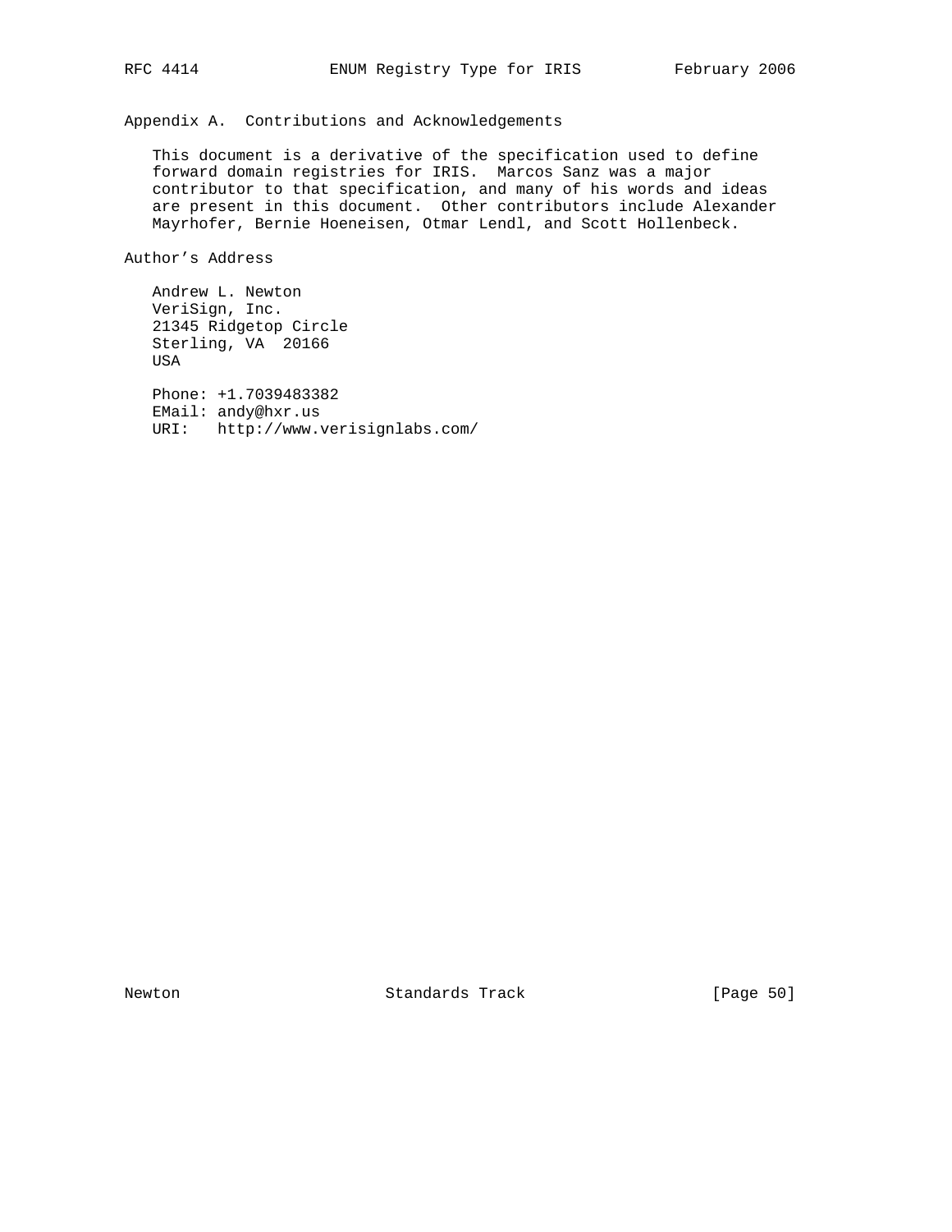## Appendix A. Contributions and Acknowledgements

This document is a derivative of the specification used to define forward domain registries for IRIS. Marcos Sanz was a major contributor to that specification, and many of his words and ideas are present in this document. Other contributors include Alexander Mayrhofer, Bernie Hoeneisen, Otmar Lendl, and Scott Hollenbeck.

## Author's Address

Andrew L. Newton
VeriSign, Inc.
21345 Ridgetop Circle
Sterling, VA 20166
USA

Phone: +1.7039483382
EMail: andy@hxr.us
URI: http://www.verisignlabs.com/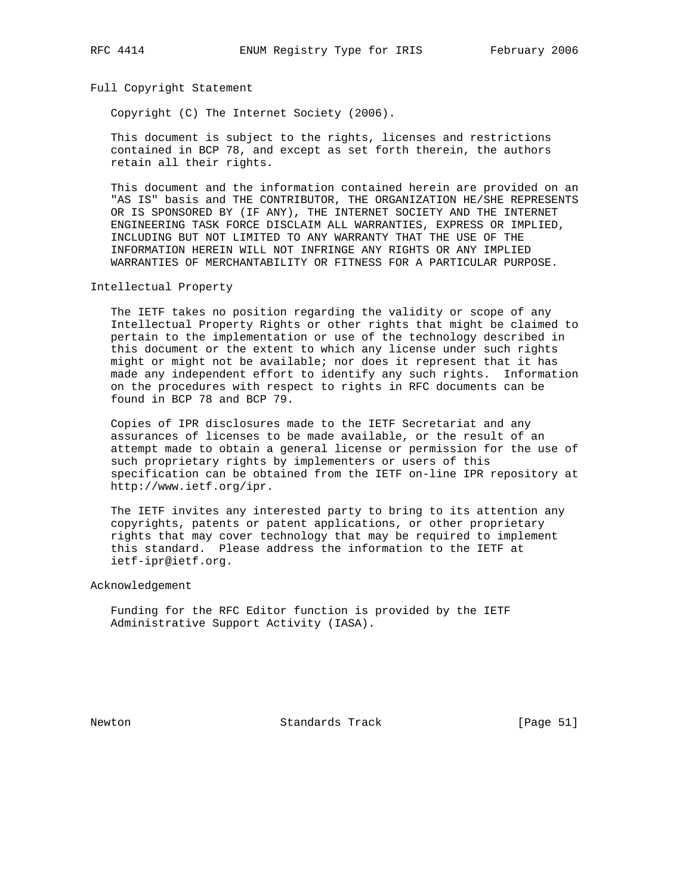## Full Copyright Statement

Copyright (C) The Internet Society (2006).

This document is subject to the rights, licenses and restrictions contained in BCP 78, and except as set forth therein, the authors retain all their rights.

This document and the information contained herein are provided on an "AS IS" basis and THE CONTRIBUTOR, THE ORGANIZATION HE/SHE REPRESENTS OR IS SPONSORED BY (IF ANY), THE INTERNET SOCIETY AND THE INTERNET ENGINEERING TASK FORCE DISCLAIM ALL WARRANTIES, EXPRESS OR IMPLIED, INCLUDING BUT NOT LIMITED TO ANY WARRANTY THAT THE USE OF THE INFORMATION HEREIN WILL NOT INFRINGE ANY RIGHTS OR ANY IMPLIED WARRANTIES OF MERCHANTABILITY OR FITNESS FOR A PARTICULAR PURPOSE.

## Intellectual Property

The IETF takes no position regarding the validity or scope of any Intellectual Property Rights or other rights that might be claimed to pertain to the implementation or use of the technology described in this document or the extent to which any license under such rights might or might not be available; nor does it represent that it has made any independent effort to identify any such rights. Information on the procedures with respect to rights in RFC documents can be found in BCP 78 and BCP 79.

Copies of IPR disclosures made to the IETF Secretariat and any assurances of licenses to be made available, or the result of an attempt made to obtain a general license or permission for the use of such proprietary rights by implementers or users of this specification can be obtained from the IETF on-line IPR repository at http://www.ietf.org/ipr.

The IETF invites any interested party to bring to its attention any copyrights, patents or patent applications, or other proprietary rights that may cover technology that may be required to implement this standard. Please address the information to the IETF at ietf-ipr@ietf.org.

## Acknowledgement

Funding for the RFC Editor function is provided by the IETF Administrative Support Activity (IASA).